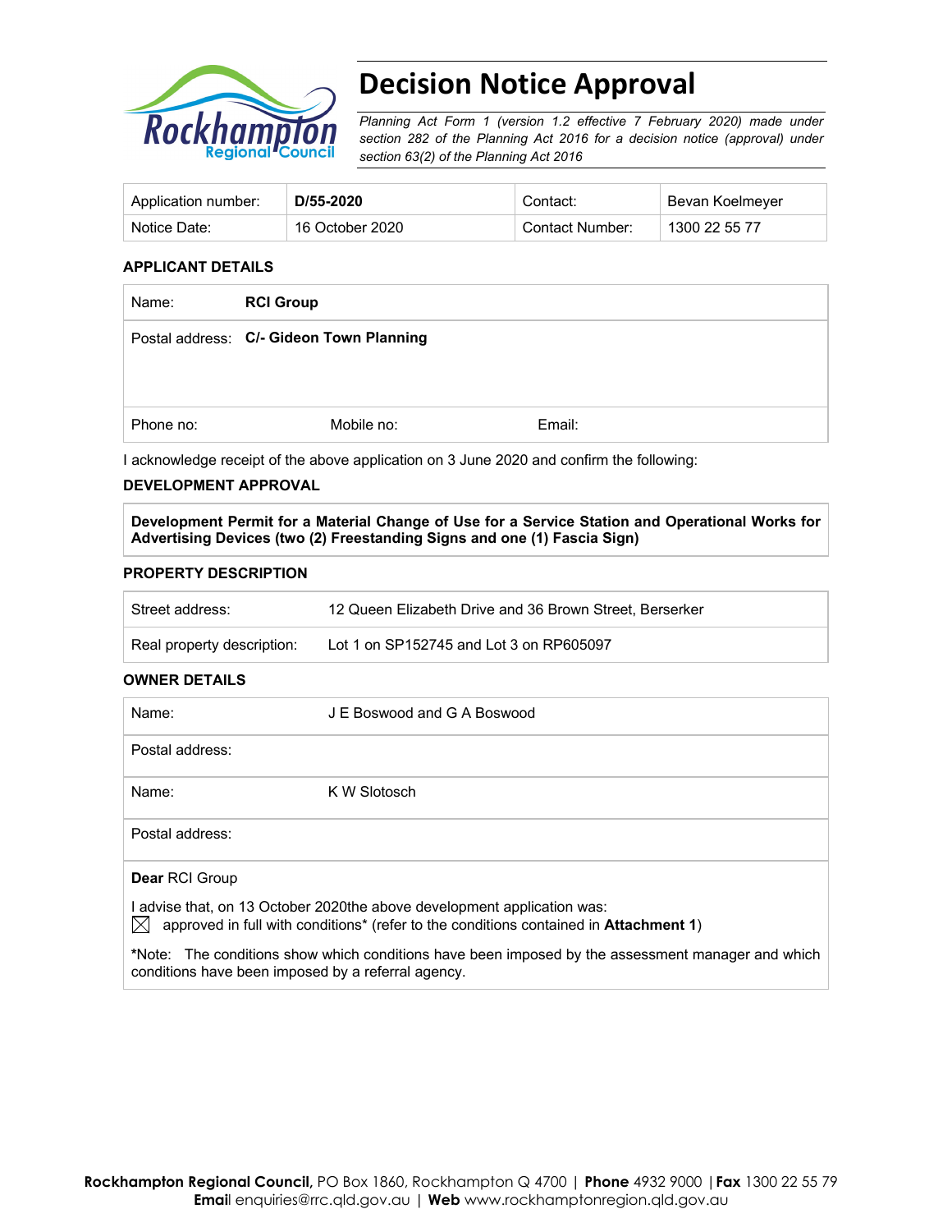# Decision Notice Approval

*Planning Act Form 1 (version 1.2 effective 7 February 2020) made under section 282 of the Planning Act 2016 for a decision notice (approval) under section 63(2) of the Planning Act 2016*

| Application number: | **D/55-2020** | Contact: | Bevan Koelmeyer |
|---|---|---|---|
| Notice Date: | 16 October 2020 | Contact Number: | 1300 22 55 77 |

**APPLICANT DETAILS**

| Name: | **RCI Group** | |
|---|---|---|
| Postal address: | **C/- Gideon Town Planning** | |
| Phone no: | Mobile no: | Email: |

I acknowledge receipt of the above application on 3 June 2020 and confirm the following:

**DEVELOPMENT APPROVAL**

**Development Permit for a Material Change of Use for a Service Station and Operational Works for Advertising Devices (two (2) Freestanding Signs and one (1) Fascia Sign)**

**PROPERTY DESCRIPTION**

| Street address: | 12 Queen Elizabeth Drive and 36 Brown Street, Berserker |
|---|---|
| Real property description: | Lot 1 on SP152745 and Lot 3 on RP605097 |

**OWNER DETAILS**

| Name: | J E Boswood and G A Boswood |
|---|---|
| Postal address: | |
| Name: | K W Slotosch |
| Postal address: | |

**Dear** RCI Group

I advise that, on 13 October 2020the above development application was:

☒ approved in full with conditions* (refer to the conditions contained in **Attachment 1**)

***Note:** The conditions show which conditions have been imposed by the assessment manager and which conditions have been imposed by a referral agency.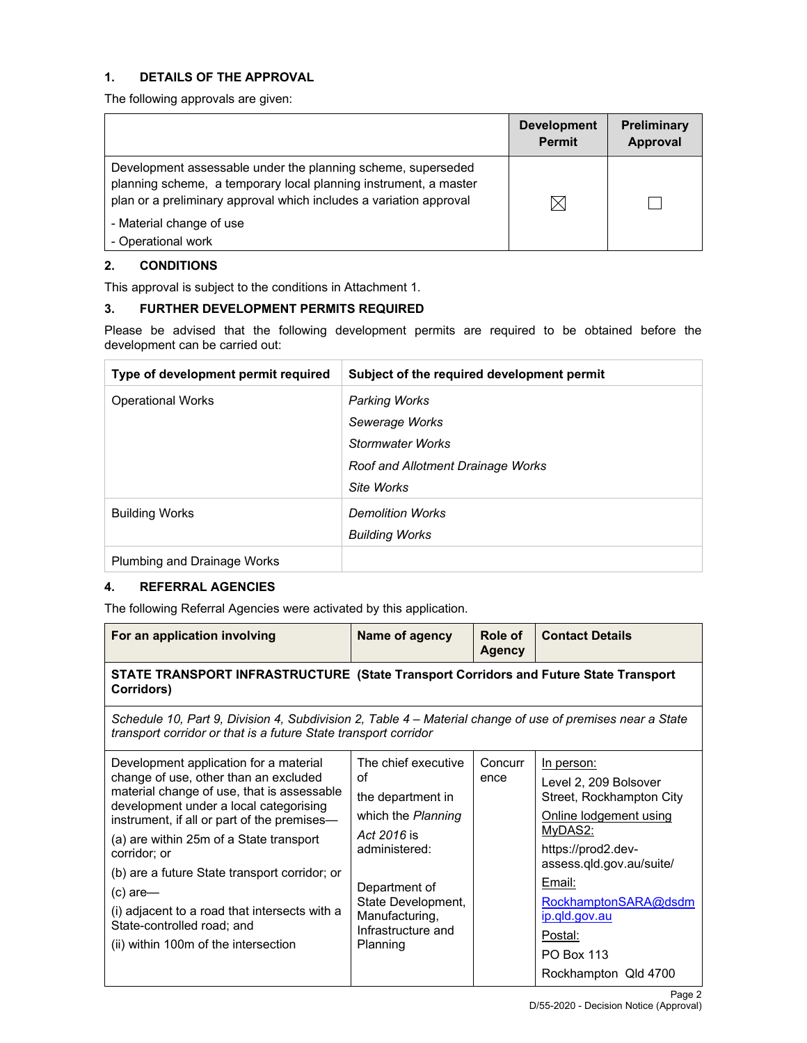## 1. DETAILS OF THE APPROVAL

The following approvals are given:

| | Development Permit | Preliminary Approval |
|---|---|---|
| Development assessable under the planning scheme, superseded planning scheme, a temporary local planning instrument, a master plan or a preliminary approval which includes a variation approval<br>- Material change of use<br>- Operational work | ☒ | ☐ |

## 2. CONDITIONS

This approval is subject to the conditions in Attachment 1.

## 3. FURTHER DEVELOPMENT PERMITS REQUIRED

Please be advised that the following development permits are required to be obtained before the development can be carried out:

| Type of development permit required | Subject of the required development permit |
|---|---|
| Operational Works | *Parking Works*<br>*Sewerage Works*<br>*Stormwater Works*<br>*Roof and Allotment Drainage Works*<br>*Site Works* |
| Building Works | *Demolition Works*<br>*Building Works* |
| Plumbing and Drainage Works | |

## 4. REFERRAL AGENCIES

The following Referral Agencies were activated by this application.

| For an application involving | Name of agency | Role of Agency | Contact Details |
|---|---|---|---|
| **STATE TRANSPORT INFRASTRUCTURE (State Transport Corridors and Future State Transport Corridors)** | | | |
| *Schedule 10, Part 9, Division 4, Subdivision 2, Table 4 – Material change of use of premises near a State transport corridor or that is a future State transport corridor* | | | |
| Development application for a material change of use, other than an excluded material change of use, that is assessable development under a local categorising instrument, if all or part of the premises—<br>(a) are within 25m of a State transport corridor; or<br>(b) are a future State transport corridor; or<br>(c) are—<br>(i) adjacent to a road that intersects with a State-controlled road; and<br>(ii) within 100m of the intersection | The chief executive of the department in which the *Planning Act 2016* is administered:<br><br>Department of State Development, Manufacturing, Infrastructure and Planning | Concurrence | In person:<br>Level 2, 209 Bolsover Street, Rockhampton City<br>Online lodgement using MyDAS2:<br>https://prod2.dev-assess.qld.gov.au/suite/<br>Email:<br>RockhamptonSARA@dsdmip.qld.gov.au<br>Postal:<br>PO Box 113<br>Rockhampton Qld 4700 |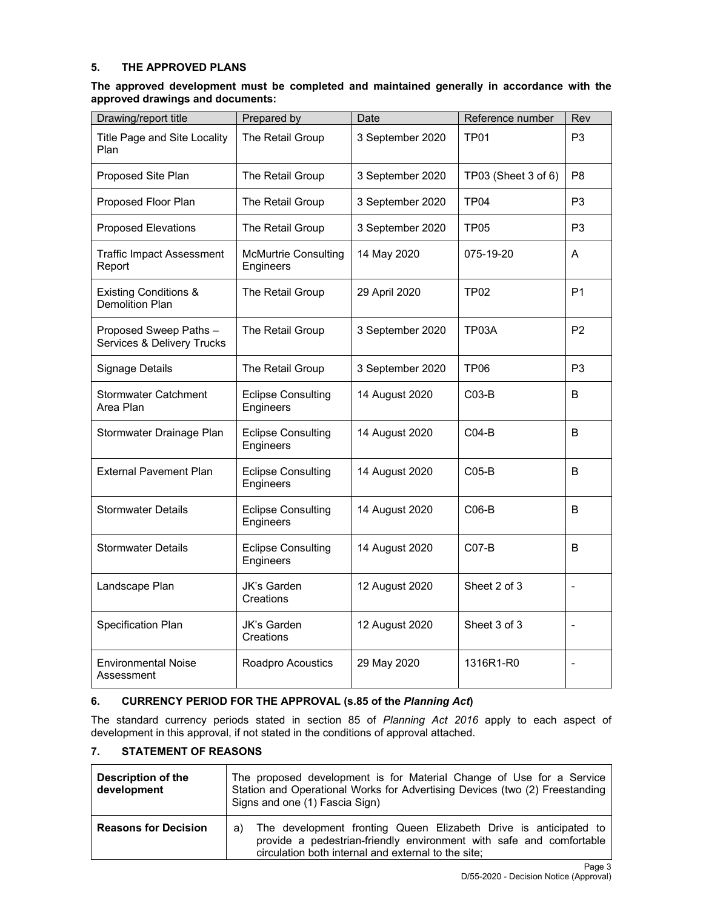### 5. THE APPROVED PLANS

**The approved development must be completed and maintained generally in accordance with the approved drawings and documents:**

| Drawing/report title | Prepared by | Date | Reference number | Rev |
|---|---|---|---|---|
| Title Page and Site Locality Plan | The Retail Group | 3 September 2020 | TP01 | P3 |
| Proposed Site Plan | The Retail Group | 3 September 2020 | TP03 (Sheet 3 of 6) | P8 |
| Proposed Floor Plan | The Retail Group | 3 September 2020 | TP04 | P3 |
| Proposed Elevations | The Retail Group | 3 September 2020 | TP05 | P3 |
| Traffic Impact Assessment Report | McMurtrie Consulting Engineers | 14 May 2020 | 075-19-20 | A |
| Existing Conditions & Demolition Plan | The Retail Group | 29 April 2020 | TP02 | P1 |
| Proposed Sweep Paths – Services & Delivery Trucks | The Retail Group | 3 September 2020 | TP03A | P2 |
| Signage Details | The Retail Group | 3 September 2020 | TP06 | P3 |
| Stormwater Catchment Area Plan | Eclipse Consulting Engineers | 14 August 2020 | C03-B | B |
| Stormwater Drainage Plan | Eclipse Consulting Engineers | 14 August 2020 | C04-B | B |
| External Pavement Plan | Eclipse Consulting Engineers | 14 August 2020 | C05-B | B |
| Stormwater Details | Eclipse Consulting Engineers | 14 August 2020 | C06-B | B |
| Stormwater Details | Eclipse Consulting Engineers | 14 August 2020 | C07-B | B |
| Landscape Plan | JK's Garden Creations | 12 August 2020 | Sheet 2 of 3 | - |
| Specification Plan | JK's Garden Creations | 12 August 2020 | Sheet 3 of 3 | - |
| Environmental Noise Assessment | Roadpro Acoustics | 29 May 2020 | 1316R1-R0 | - |

### 6. CURRENCY PERIOD FOR THE APPROVAL (s.85 of the *Planning Act*)

The standard currency periods stated in section 85 of *Planning Act 2016* apply to each aspect of development in this approval, if not stated in the conditions of approval attached.

### 7. STATEMENT OF REASONS

| **Description of the development** | The proposed development is for Material Change of Use for a Service Station and Operational Works for Advertising Devices (two (2) Freestanding Signs and one (1) Fascia Sign) |
|---|---|
| **Reasons for Decision** | a) The development fronting Queen Elizabeth Drive is anticipated to provide a pedestrian-friendly environment with safe and comfortable circulation both internal and external to the site; |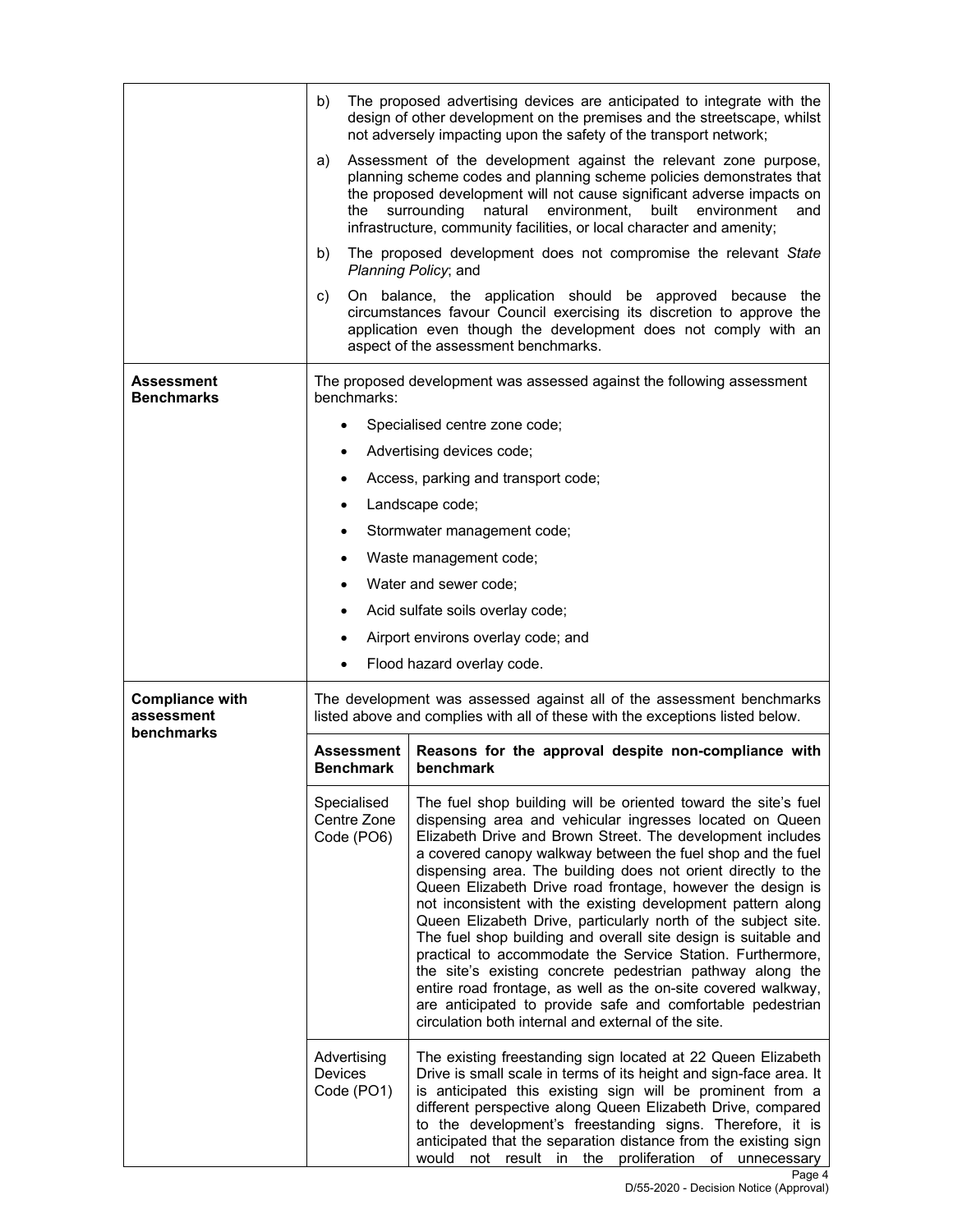| | |
|---|---|
| | b) The proposed advertising devices are anticipated to integrate with the design of other development on the premises and the streetscape, whilst not adversely impacting upon the safety of the transport network;<br><br>a) Assessment of the development against the relevant zone purpose, planning scheme codes and planning scheme policies demonstrates that the proposed development will not cause significant adverse impacts on the surrounding natural environment, built environment and infrastructure, community facilities, or local character and amenity;<br><br>b) The proposed development does not compromise the relevant *State Planning Policy*; and<br><br>c) On balance, the application should be approved because the circumstances favour Council exercising its discretion to approve the application even though the development does not comply with an aspect of the assessment benchmarks. |
| **Assessment Benchmarks** | The proposed development was assessed against the following assessment benchmarks:<br><br>• Specialised centre zone code;<br>• Advertising devices code;<br>• Access, parking and transport code;<br>• Landscape code;<br>• Stormwater management code;<br>• Waste management code;<br>• Water and sewer code;<br>• Acid sulfate soils overlay code;<br>• Airport environs overlay code; and<br>• Flood hazard overlay code. |
| **Compliance with assessment benchmarks** | The development was assessed against all of the assessment benchmarks listed above and complies with all of these with the exceptions listed below. |

| **Assessment Benchmark** | **Reasons for the approval despite non-compliance with benchmark** |
|---|---|
| Specialised Centre Zone Code (PO6) | The fuel shop building will be oriented toward the site's fuel dispensing area and vehicular ingresses located on Queen Elizabeth Drive and Brown Street. The development includes a covered canopy walkway between the fuel shop and the fuel dispensing area. The building does not orient directly to the Queen Elizabeth Drive road frontage, however the design is not inconsistent with the existing development pattern along Queen Elizabeth Drive, particularly north of the subject site. The fuel shop building and overall site design is suitable and practical to accommodate the Service Station. Furthermore, the site's existing concrete pedestrian pathway along the entire road frontage, as well as the on-site covered walkway, are anticipated to provide safe and comfortable pedestrian circulation both internal and external of the site. |
| Advertising Devices Code (PO1) | The existing freestanding sign located at 22 Queen Elizabeth Drive is small scale in terms of its height and sign-face area. It is anticipated this existing sign will be prominent from a different perspective along Queen Elizabeth Drive, compared to the development's freestanding signs. Therefore, it is anticipated that the separation distance from the existing sign would not result in the proliferation of unnecessary |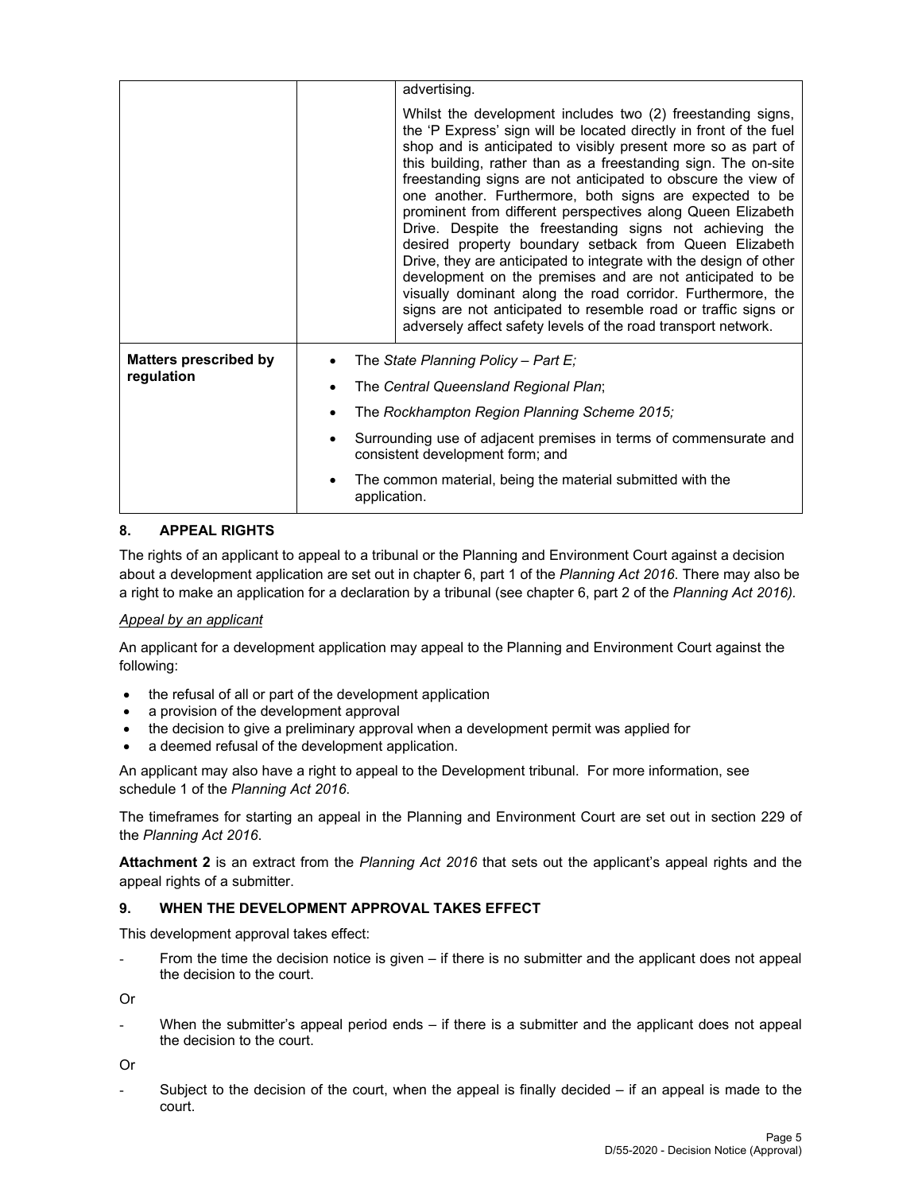| | | |
|---|---|---|
| | | advertising.<br><br>Whilst the development includes two (2) freestanding signs, the 'P Express' sign will be located directly in front of the fuel shop and is anticipated to visibly present more so as part of this building, rather than as a freestanding sign. The on-site freestanding signs are not anticipated to obscure the view of one another. Furthermore, both signs are expected to be prominent from different perspectives along Queen Elizabeth Drive. Despite the freestanding signs not achieving the desired property boundary setback from Queen Elizabeth Drive, they are anticipated to integrate with the design of other development on the premises and are not anticipated to be visually dominant along the road corridor. Furthermore, the signs are not anticipated to resemble road or traffic signs or adversely affect safety levels of the road transport network. |
| **Matters prescribed by regulation** | • The *State Planning Policy – Part E;*<br>• The *Central Queensland Regional Plan*;<br>• The *Rockhampton Region Planning Scheme 2015;*<br>• Surrounding use of adjacent premises in terms of commensurate and consistent development form; and<br>• The common material, being the material submitted with the application. | |

## 8. APPEAL RIGHTS

The rights of an applicant to appeal to a tribunal or the Planning and Environment Court against a decision about a development application are set out in chapter 6, part 1 of the *Planning Act 2016*. There may also be a right to make an application for a declaration by a tribunal (see chapter 6, part 2 of the *Planning Act 2016).*

*Appeal by an applicant*

An applicant for a development application may appeal to the Planning and Environment Court against the following:

- the refusal of all or part of the development application
- a provision of the development approval
- the decision to give a preliminary approval when a development permit was applied for
- a deemed refusal of the development application.

An applicant may also have a right to appeal to the Development tribunal. For more information, see schedule 1 of the *Planning Act 2016*.

The timeframes for starting an appeal in the Planning and Environment Court are set out in section 229 of the *Planning Act 2016*.

**Attachment 2** is an extract from the *Planning Act 2016* that sets out the applicant's appeal rights and the appeal rights of a submitter.

## 9. WHEN THE DEVELOPMENT APPROVAL TAKES EFFECT

This development approval takes effect:

- From the time the decision notice is given – if there is no submitter and the applicant does not appeal the decision to the court.

Or

- When the submitter's appeal period ends – if there is a submitter and the applicant does not appeal the decision to the court.

Or

- Subject to the decision of the court, when the appeal is finally decided – if an appeal is made to the court.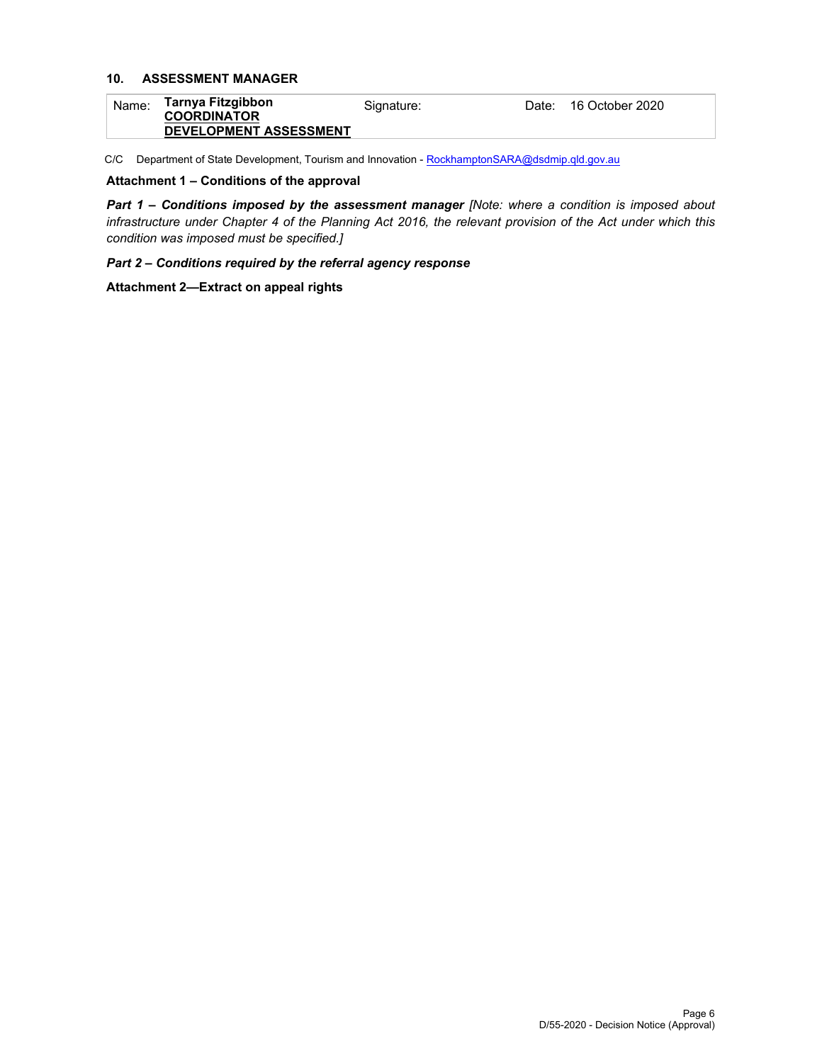## 10. ASSESSMENT MANAGER

| Name: | **Tarnya Fitzgibbon** **COORDINATOR** **DEVELOPMENT ASSESSMENT** | Signature: | Date: 16 October 2020 |
|---|---|---|---|

C/C Department of State Development, Tourism and Innovation - RockhamptonSARA@dsdmip.qld.gov.au

**Attachment 1 – Conditions of the approval**

***Part 1 – Conditions imposed by the assessment manager*** *[Note: where a condition is imposed about infrastructure under Chapter 4 of the Planning Act 2016, the relevant provision of the Act under which this condition was imposed must be specified.]*

***Part 2 – Conditions required by the referral agency response***

**Attachment 2—Extract on appeal rights**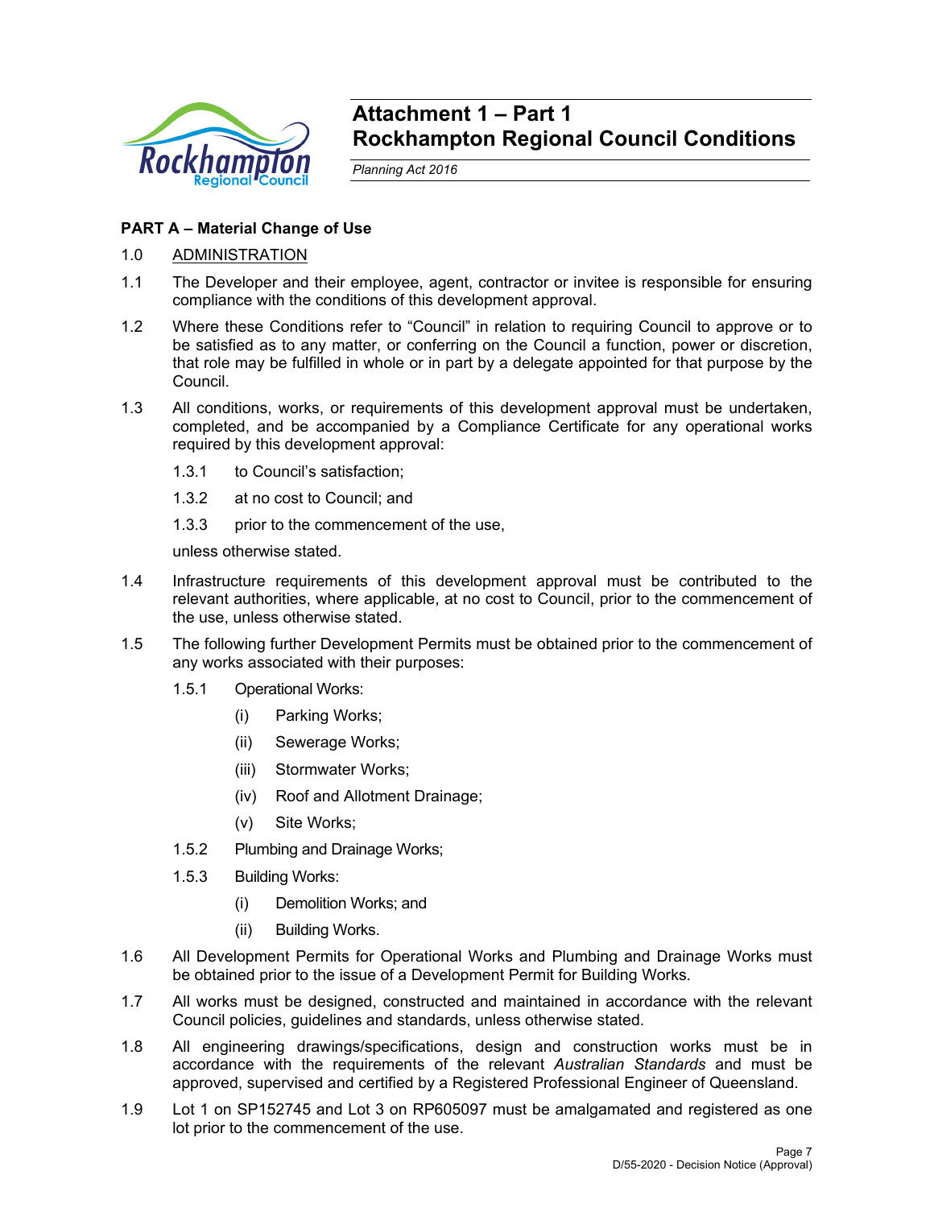# Attachment 1 – Part 1
# Rockhampton Regional Council Conditions

*Planning Act 2016*

**PART A – Material Change of Use**

1.0 ADMINISTRATION

1.1 The Developer and their employee, agent, contractor or invitee is responsible for ensuring compliance with the conditions of this development approval.

1.2 Where these Conditions refer to "Council" in relation to requiring Council to approve or to be satisfied as to any matter, or conferring on the Council a function, power or discretion, that role may be fulfilled in whole or in part by a delegate appointed for that purpose by the Council.

1.3 All conditions, works, or requirements of this development approval must be undertaken, completed, and be accompanied by a Compliance Certificate for any operational works required by this development approval:

- 1.3.1 to Council's satisfaction;
- 1.3.2 at no cost to Council; and
- 1.3.3 prior to the commencement of the use,

unless otherwise stated.

1.4 Infrastructure requirements of this development approval must be contributed to the relevant authorities, where applicable, at no cost to Council, prior to the commencement of the use, unless otherwise stated.

1.5 The following further Development Permits must be obtained prior to the commencement of any works associated with their purposes:

- 1.5.1 Operational Works:
  - (i) Parking Works;
  - (ii) Sewerage Works;
  - (iii) Stormwater Works;
  - (iv) Roof and Allotment Drainage;
  - (v) Site Works;
- 1.5.2 Plumbing and Drainage Works;
- 1.5.3 Building Works:
  - (i) Demolition Works; and
  - (ii) Building Works.

1.6 All Development Permits for Operational Works and Plumbing and Drainage Works must be obtained prior to the issue of a Development Permit for Building Works.

1.7 All works must be designed, constructed and maintained in accordance with the relevant Council policies, guidelines and standards, unless otherwise stated.

1.8 All engineering drawings/specifications, design and construction works must be in accordance with the requirements of the relevant *Australian Standards* and must be approved, supervised and certified by a Registered Professional Engineer of Queensland.

1.9 Lot 1 on SP152745 and Lot 3 on RP605097 must be amalgamated and registered as one lot prior to the commencement of the use.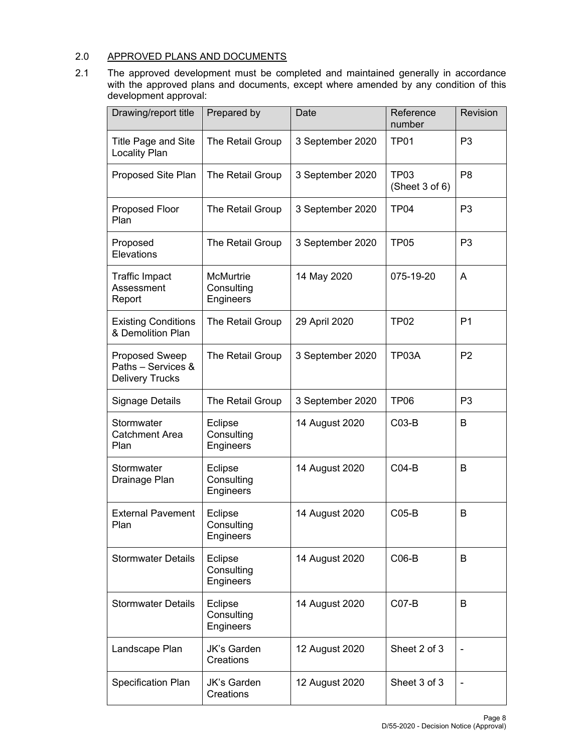## 2.0 APPROVED PLANS AND DOCUMENTS

2.1 The approved development must be completed and maintained generally in accordance with the approved plans and documents, except where amended by any condition of this development approval:

| Drawing/report title | Prepared by | Date | Reference number | Revision |
|---|---|---|---|---|
| Title Page and Site Locality Plan | The Retail Group | 3 September 2020 | TP01 | P3 |
| Proposed Site Plan | The Retail Group | 3 September 2020 | TP03 (Sheet 3 of 6) | P8 |
| Proposed Floor Plan | The Retail Group | 3 September 2020 | TP04 | P3 |
| Proposed Elevations | The Retail Group | 3 September 2020 | TP05 | P3 |
| Traffic Impact Assessment Report | McMurtrie Consulting Engineers | 14 May 2020 | 075-19-20 | A |
| Existing Conditions & Demolition Plan | The Retail Group | 29 April 2020 | TP02 | P1 |
| Proposed Sweep Paths – Services & Delivery Trucks | The Retail Group | 3 September 2020 | TP03A | P2 |
| Signage Details | The Retail Group | 3 September 2020 | TP06 | P3 |
| Stormwater Catchment Area Plan | Eclipse Consulting Engineers | 14 August 2020 | C03-B | B |
| Stormwater Drainage Plan | Eclipse Consulting Engineers | 14 August 2020 | C04-B | B |
| External Pavement Plan | Eclipse Consulting Engineers | 14 August 2020 | C05-B | B |
| Stormwater Details | Eclipse Consulting Engineers | 14 August 2020 | C06-B | B |
| Stormwater Details | Eclipse Consulting Engineers | 14 August 2020 | C07-B | B |
| Landscape Plan | JK's Garden Creations | 12 August 2020 | Sheet 2 of 3 | - |
| Specification Plan | JK's Garden Creations | 12 August 2020 | Sheet 3 of 3 | - |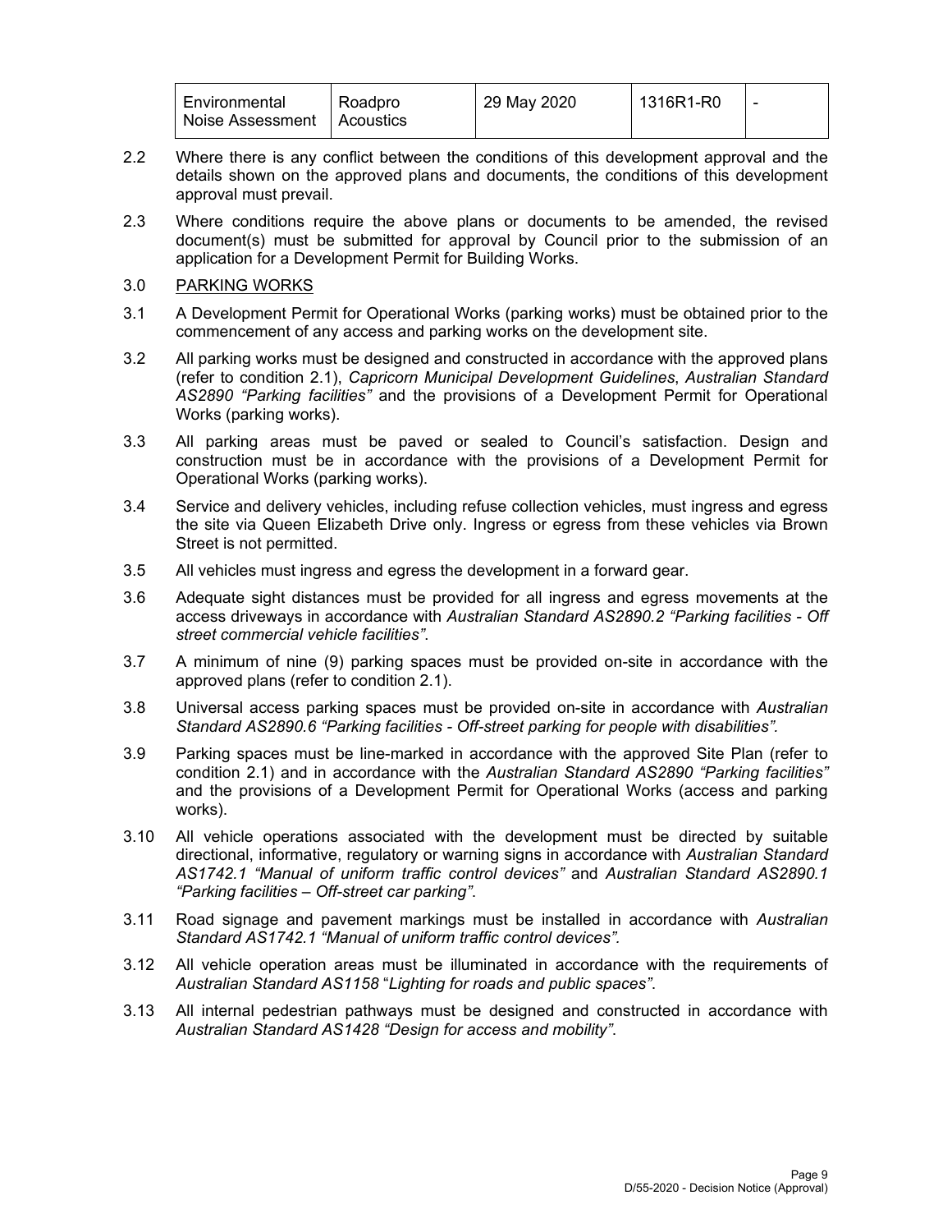| Environmental Noise Assessment | Roadpro Acoustics | 29 May 2020 | 1316R1-R0 | - |
|---|---|---|---|---|

2.2 Where there is any conflict between the conditions of this development approval and the details shown on the approved plans and documents, the conditions of this development approval must prevail.

2.3 Where conditions require the above plans or documents to be amended, the revised document(s) must be submitted for approval by Council prior to the submission of an application for a Development Permit for Building Works.

3.0 PARKING WORKS

3.1 A Development Permit for Operational Works (parking works) must be obtained prior to the commencement of any access and parking works on the development site.

3.2 All parking works must be designed and constructed in accordance with the approved plans (refer to condition 2.1), *Capricorn Municipal Development Guidelines*, *Australian Standard AS2890 "Parking facilities"* and the provisions of a Development Permit for Operational Works (parking works).

3.3 All parking areas must be paved or sealed to Council's satisfaction. Design and construction must be in accordance with the provisions of a Development Permit for Operational Works (parking works).

3.4 Service and delivery vehicles, including refuse collection vehicles, must ingress and egress the site via Queen Elizabeth Drive only. Ingress or egress from these vehicles via Brown Street is not permitted.

3.5 All vehicles must ingress and egress the development in a forward gear.

3.6 Adequate sight distances must be provided for all ingress and egress movements at the access driveways in accordance with *Australian Standard AS2890.2 "Parking facilities - Off street commercial vehicle facilities"*.

3.7 A minimum of nine (9) parking spaces must be provided on-site in accordance with the approved plans (refer to condition 2.1).

3.8 Universal access parking spaces must be provided on-site in accordance with *Australian Standard AS2890.6 "Parking facilities - Off-street parking for people with disabilities".*

3.9 Parking spaces must be line-marked in accordance with the approved Site Plan (refer to condition 2.1) and in accordance with the *Australian Standard AS2890 "Parking facilities"* and the provisions of a Development Permit for Operational Works (access and parking works).

3.10 All vehicle operations associated with the development must be directed by suitable directional, informative, regulatory or warning signs in accordance with *Australian Standard AS1742.1 "Manual of uniform traffic control devices"* and *Australian Standard AS2890.1 "Parking facilities – Off-street car parking"*.

3.11 Road signage and pavement markings must be installed in accordance with *Australian Standard AS1742.1 "Manual of uniform traffic control devices".*

3.12 All vehicle operation areas must be illuminated in accordance with the requirements of *Australian Standard AS1158* "*Lighting for roads and public spaces".*

3.13 All internal pedestrian pathways must be designed and constructed in accordance with *Australian Standard AS1428 "Design for access and mobility".*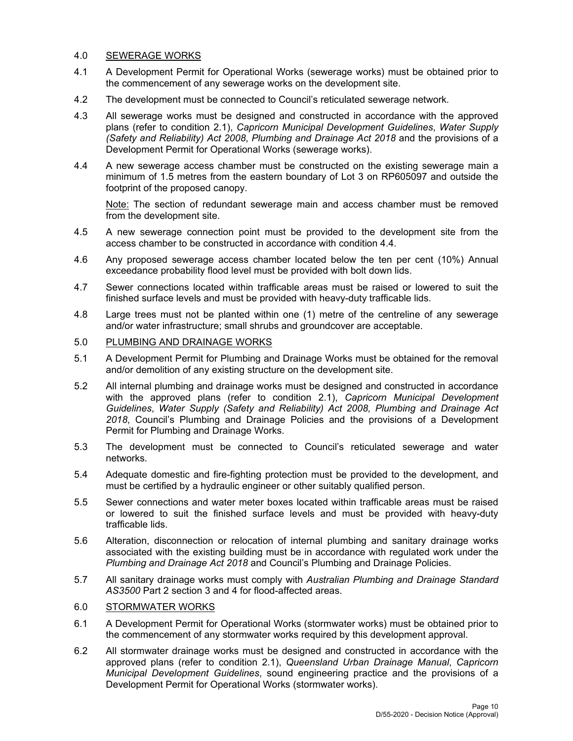## 4.0 SEWERAGE WORKS

4.1 A Development Permit for Operational Works (sewerage works) must be obtained prior to the commencement of any sewerage works on the development site.

4.2 The development must be connected to Council's reticulated sewerage network.

4.3 All sewerage works must be designed and constructed in accordance with the approved plans (refer to condition 2.1), *Capricorn Municipal Development Guidelines*, *Water Supply (Safety and Reliability) Act 2008*, *Plumbing and Drainage Act 2018* and the provisions of a Development Permit for Operational Works (sewerage works).

4.4 A new sewerage access chamber must be constructed on the existing sewerage main a minimum of 1.5 metres from the eastern boundary of Lot 3 on RP605097 and outside the footprint of the proposed canopy.

Note: The section of redundant sewerage main and access chamber must be removed from the development site.

4.5 A new sewerage connection point must be provided to the development site from the access chamber to be constructed in accordance with condition 4.4.

4.6 Any proposed sewerage access chamber located below the ten per cent (10%) Annual exceedance probability flood level must be provided with bolt down lids.

4.7 Sewer connections located within trafficable areas must be raised or lowered to suit the finished surface levels and must be provided with heavy-duty trafficable lids.

4.8 Large trees must not be planted within one (1) metre of the centreline of any sewerage and/or water infrastructure; small shrubs and groundcover are acceptable.

## 5.0 PLUMBING AND DRAINAGE WORKS

5.1 A Development Permit for Plumbing and Drainage Works must be obtained for the removal and/or demolition of any existing structure on the development site.

5.2 All internal plumbing and drainage works must be designed and constructed in accordance with the approved plans (refer to condition 2.1), *Capricorn Municipal Development Guidelines*, *Water Supply (Safety and Reliability) Act 2008, Plumbing and Drainage Act 2018*, Council's Plumbing and Drainage Policies and the provisions of a Development Permit for Plumbing and Drainage Works.

5.3 The development must be connected to Council's reticulated sewerage and water networks.

5.4 Adequate domestic and fire-fighting protection must be provided to the development, and must be certified by a hydraulic engineer or other suitably qualified person.

5.5 Sewer connections and water meter boxes located within trafficable areas must be raised or lowered to suit the finished surface levels and must be provided with heavy-duty trafficable lids.

5.6 Alteration, disconnection or relocation of internal plumbing and sanitary drainage works associated with the existing building must be in accordance with regulated work under the *Plumbing and Drainage Act 2018* and Council's Plumbing and Drainage Policies.

5.7 All sanitary drainage works must comply with *Australian Plumbing and Drainage Standard AS3500* Part 2 section 3 and 4 for flood-affected areas.

## 6.0 STORMWATER WORKS

6.1 A Development Permit for Operational Works (stormwater works) must be obtained prior to the commencement of any stormwater works required by this development approval.

6.2 All stormwater drainage works must be designed and constructed in accordance with the approved plans (refer to condition 2.1), *Queensland Urban Drainage Manual*, *Capricorn Municipal Development Guidelines*, sound engineering practice and the provisions of a Development Permit for Operational Works (stormwater works).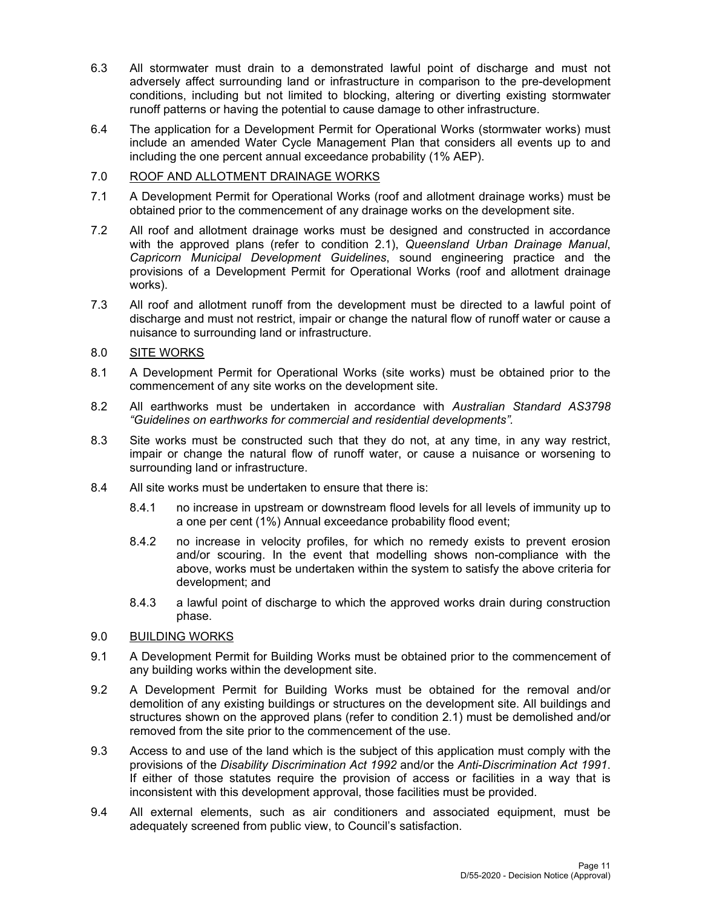6.3 All stormwater must drain to a demonstrated lawful point of discharge and must not adversely affect surrounding land or infrastructure in comparison to the pre-development conditions, including but not limited to blocking, altering or diverting existing stormwater runoff patterns or having the potential to cause damage to other infrastructure.

6.4 The application for a Development Permit for Operational Works (stormwater works) must include an amended Water Cycle Management Plan that considers all events up to and including the one percent annual exceedance probability (1% AEP).

7.0 <u>ROOF AND ALLOTMENT DRAINAGE WORKS</u>

7.1 A Development Permit for Operational Works (roof and allotment drainage works) must be obtained prior to the commencement of any drainage works on the development site.

7.2 All roof and allotment drainage works must be designed and constructed in accordance with the approved plans (refer to condition 2.1), *Queensland Urban Drainage Manual*, *Capricorn Municipal Development Guidelines*, sound engineering practice and the provisions of a Development Permit for Operational Works (roof and allotment drainage works).

7.3 All roof and allotment runoff from the development must be directed to a lawful point of discharge and must not restrict, impair or change the natural flow of runoff water or cause a nuisance to surrounding land or infrastructure.

8.0 <u>SITE WORKS</u>

8.1 A Development Permit for Operational Works (site works) must be obtained prior to the commencement of any site works on the development site.

8.2 All earthworks must be undertaken in accordance with *Australian Standard AS3798 "Guidelines on earthworks for commercial and residential developments".*

8.3 Site works must be constructed such that they do not, at any time, in any way restrict, impair or change the natural flow of runoff water, or cause a nuisance or worsening to surrounding land or infrastructure.

8.4 All site works must be undertaken to ensure that there is:

8.4.1 no increase in upstream or downstream flood levels for all levels of immunity up to a one per cent (1%) Annual exceedance probability flood event;

8.4.2 no increase in velocity profiles, for which no remedy exists to prevent erosion and/or scouring. In the event that modelling shows non-compliance with the above, works must be undertaken within the system to satisfy the above criteria for development; and

8.4.3 a lawful point of discharge to which the approved works drain during construction phase.

9.0 <u>BUILDING WORKS</u>

9.1 A Development Permit for Building Works must be obtained prior to the commencement of any building works within the development site.

9.2 A Development Permit for Building Works must be obtained for the removal and/or demolition of any existing buildings or structures on the development site. All buildings and structures shown on the approved plans (refer to condition 2.1) must be demolished and/or removed from the site prior to the commencement of the use.

9.3 Access to and use of the land which is the subject of this application must comply with the provisions of the *Disability Discrimination Act 1992* and/or the *Anti-Discrimination Act 1991*. If either of those statutes require the provision of access or facilities in a way that is inconsistent with this development approval, those facilities must be provided.

9.4 All external elements, such as air conditioners and associated equipment, must be adequately screened from public view, to Council's satisfaction.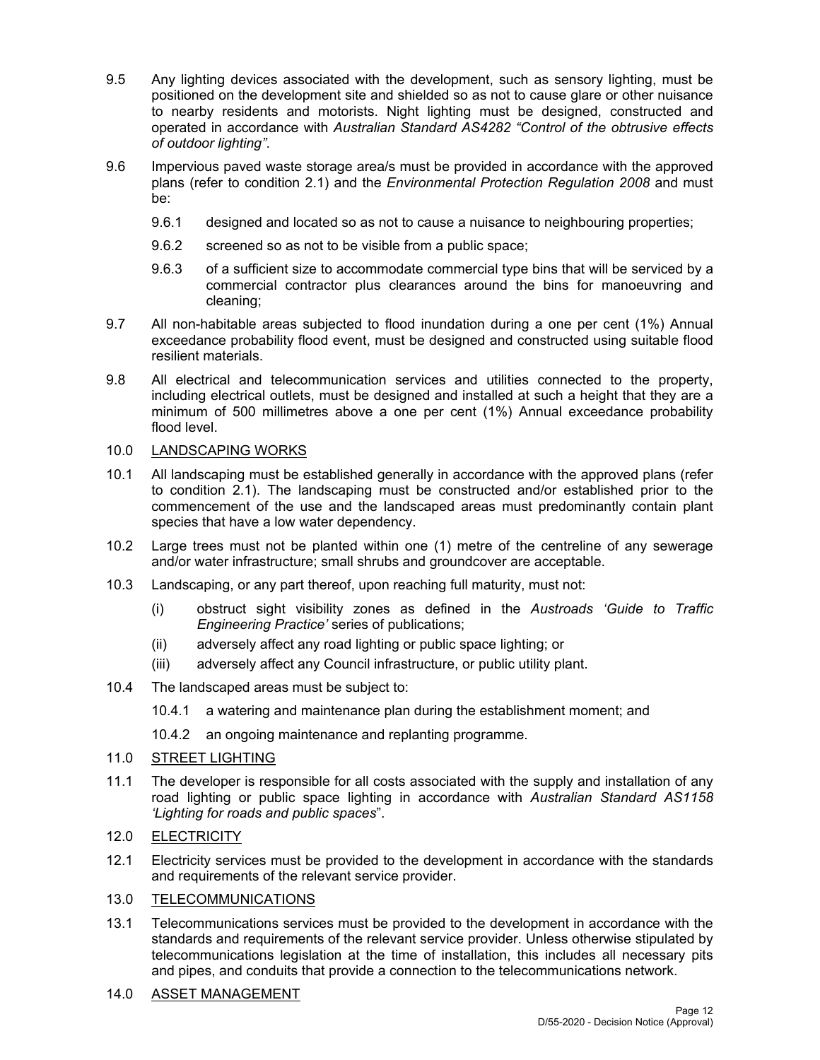9.5 Any lighting devices associated with the development, such as sensory lighting, must be positioned on the development site and shielded so as not to cause glare or other nuisance to nearby residents and motorists. Night lighting must be designed, constructed and operated in accordance with *Australian Standard AS4282 "Control of the obtrusive effects of outdoor lighting"*.

9.6 Impervious paved waste storage area/s must be provided in accordance with the approved plans (refer to condition 2.1) and the *Environmental Protection Regulation 2008* and must be:

9.6.1 designed and located so as not to cause a nuisance to neighbouring properties;

9.6.2 screened so as not to be visible from a public space;

9.6.3 of a sufficient size to accommodate commercial type bins that will be serviced by a commercial contractor plus clearances around the bins for manoeuvring and cleaning;

9.7 All non-habitable areas subjected to flood inundation during a one per cent (1%) Annual exceedance probability flood event, must be designed and constructed using suitable flood resilient materials.

9.8 All electrical and telecommunication services and utilities connected to the property, including electrical outlets, must be designed and installed at such a height that they are a minimum of 500 millimetres above a one per cent (1%) Annual exceedance probability flood level.

10.0 LANDSCAPING WORKS

10.1 All landscaping must be established generally in accordance with the approved plans (refer to condition 2.1). The landscaping must be constructed and/or established prior to the commencement of the use and the landscaped areas must predominantly contain plant species that have a low water dependency.

10.2 Large trees must not be planted within one (1) metre of the centreline of any sewerage and/or water infrastructure; small shrubs and groundcover are acceptable.

10.3 Landscaping, or any part thereof, upon reaching full maturity, must not:

(i) obstruct sight visibility zones as defined in the *Austroads 'Guide to Traffic Engineering Practice'* series of publications;

(ii) adversely affect any road lighting or public space lighting; or

(iii) adversely affect any Council infrastructure, or public utility plant.

10.4 The landscaped areas must be subject to:

10.4.1 a watering and maintenance plan during the establishment moment; and

10.4.2 an ongoing maintenance and replanting programme.

11.0 STREET LIGHTING

11.1 The developer is responsible for all costs associated with the supply and installation of any road lighting or public space lighting in accordance with *Australian Standard AS1158 'Lighting for roads and public spaces*".

12.0 ELECTRICITY

12.1 Electricity services must be provided to the development in accordance with the standards and requirements of the relevant service provider.

13.0 TELECOMMUNICATIONS

13.1 Telecommunications services must be provided to the development in accordance with the standards and requirements of the relevant service provider. Unless otherwise stipulated by telecommunications legislation at the time of installation, this includes all necessary pits and pipes, and conduits that provide a connection to the telecommunications network.

14.0 ASSET MANAGEMENT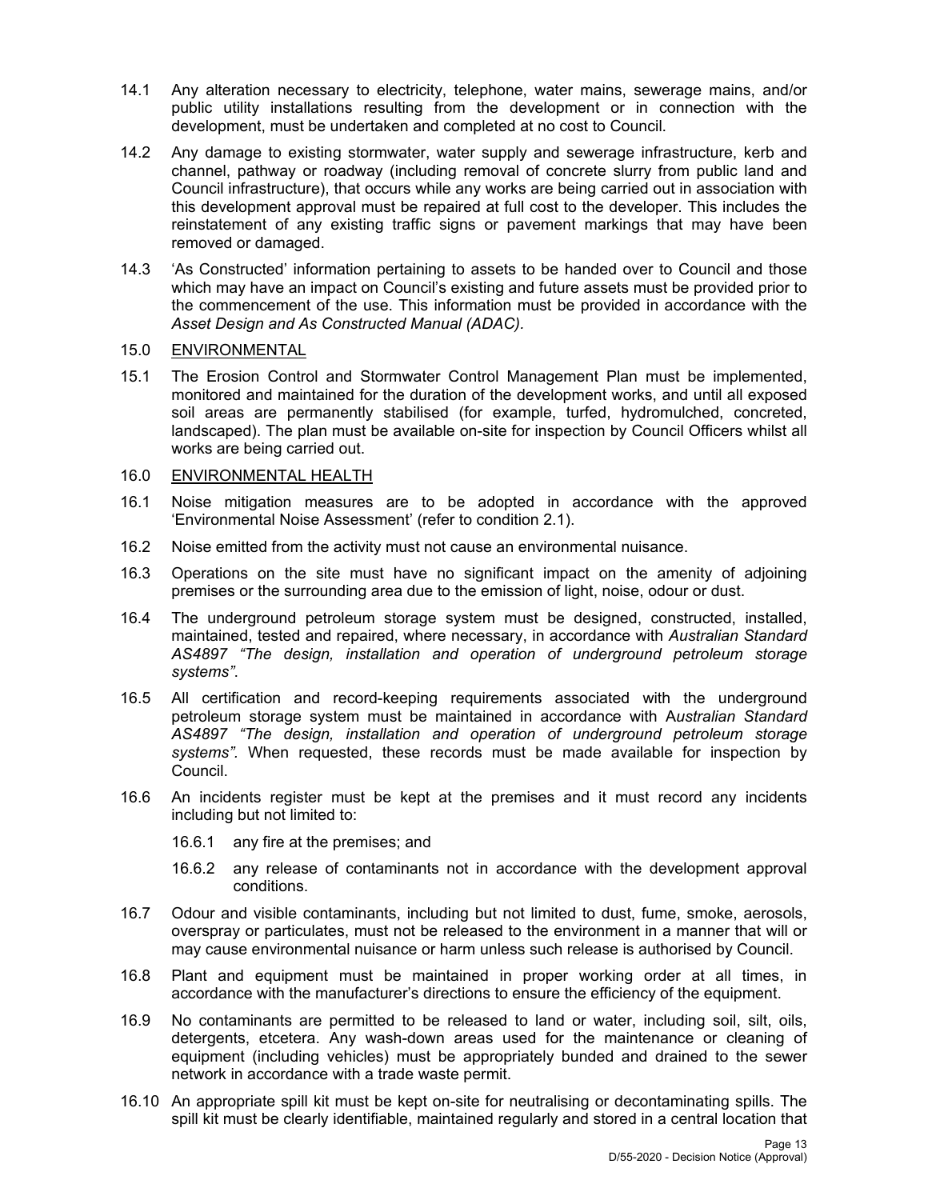14.1 Any alteration necessary to electricity, telephone, water mains, sewerage mains, and/or public utility installations resulting from the development or in connection with the development, must be undertaken and completed at no cost to Council.

14.2 Any damage to existing stormwater, water supply and sewerage infrastructure, kerb and channel, pathway or roadway (including removal of concrete slurry from public land and Council infrastructure), that occurs while any works are being carried out in association with this development approval must be repaired at full cost to the developer. This includes the reinstatement of any existing traffic signs or pavement markings that may have been removed or damaged.

14.3 'As Constructed' information pertaining to assets to be handed over to Council and those which may have an impact on Council's existing and future assets must be provided prior to the commencement of the use. This information must be provided in accordance with the *Asset Design and As Constructed Manual (ADAC).*

15.0 ENVIRONMENTAL

15.1 The Erosion Control and Stormwater Control Management Plan must be implemented, monitored and maintained for the duration of the development works, and until all exposed soil areas are permanently stabilised (for example, turfed, hydromulched, concreted, landscaped). The plan must be available on-site for inspection by Council Officers whilst all works are being carried out.

16.0 ENVIRONMENTAL HEALTH

16.1 Noise mitigation measures are to be adopted in accordance with the approved 'Environmental Noise Assessment' (refer to condition 2.1).

16.2 Noise emitted from the activity must not cause an environmental nuisance.

16.3 Operations on the site must have no significant impact on the amenity of adjoining premises or the surrounding area due to the emission of light, noise, odour or dust.

16.4 The underground petroleum storage system must be designed, constructed, installed, maintained, tested and repaired, where necessary, in accordance with *Australian Standard AS4897 "The design, installation and operation of underground petroleum storage systems"*.

16.5 All certification and record-keeping requirements associated with the underground petroleum storage system must be maintained in accordance with A*ustralian Standard AS4897 "The design, installation and operation of underground petroleum storage systems".* When requested, these records must be made available for inspection by Council.

16.6 An incidents register must be kept at the premises and it must record any incidents including but not limited to:

 16.6.1 any fire at the premises; and

 16.6.2 any release of contaminants not in accordance with the development approval conditions.

16.7 Odour and visible contaminants, including but not limited to dust, fume, smoke, aerosols, overspray or particulates, must not be released to the environment in a manner that will or may cause environmental nuisance or harm unless such release is authorised by Council.

16.8 Plant and equipment must be maintained in proper working order at all times, in accordance with the manufacturer's directions to ensure the efficiency of the equipment.

16.9 No contaminants are permitted to be released to land or water, including soil, silt, oils, detergents, etcetera. Any wash-down areas used for the maintenance or cleaning of equipment (including vehicles) must be appropriately bunded and drained to the sewer network in accordance with a trade waste permit.

16.10 An appropriate spill kit must be kept on-site for neutralising or decontaminating spills. The spill kit must be clearly identifiable, maintained regularly and stored in a central location that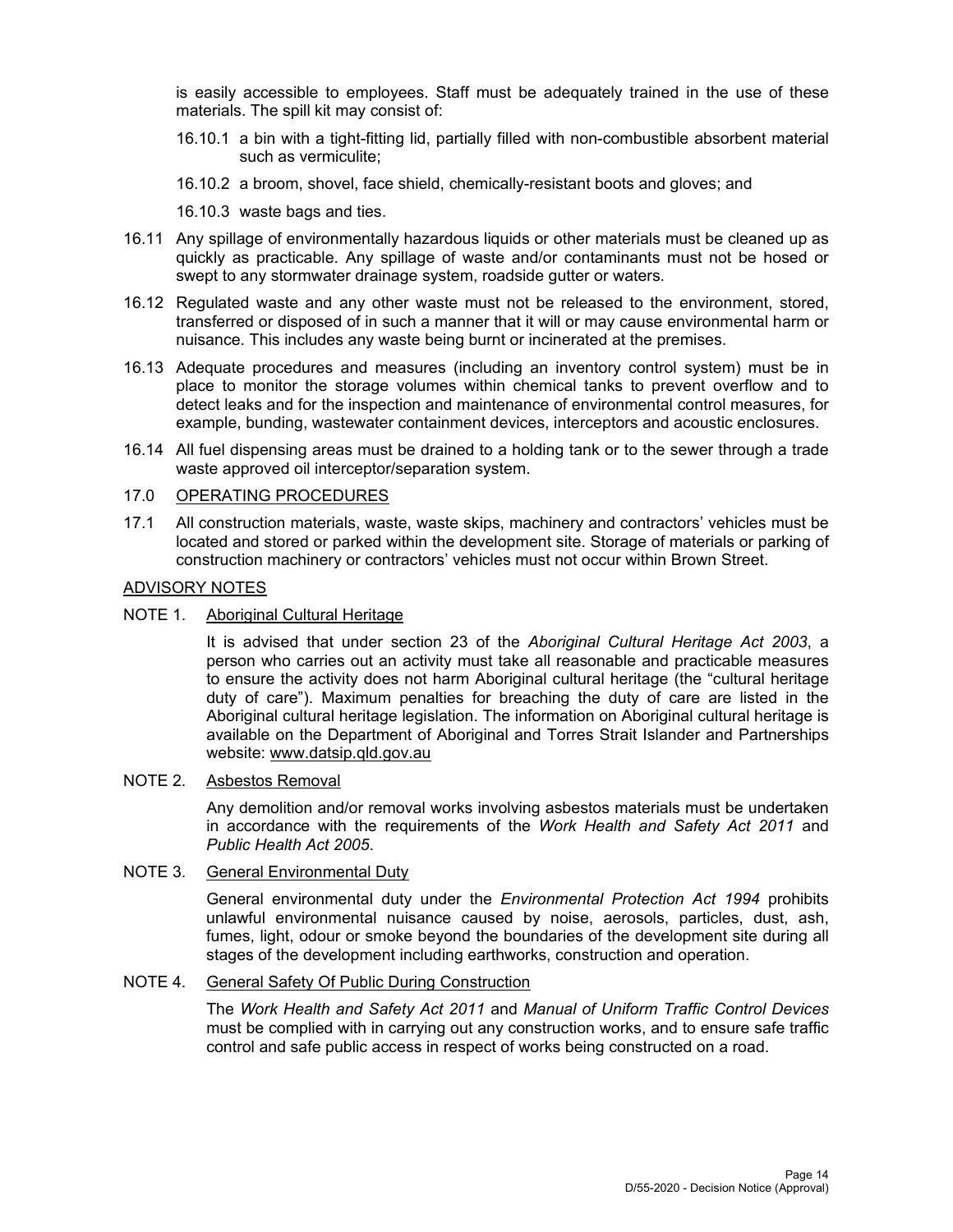is easily accessible to employees. Staff must be adequately trained in the use of these materials. The spill kit may consist of:

16.10.1 a bin with a tight-fitting lid, partially filled with non-combustible absorbent material such as vermiculite;

16.10.2 a broom, shovel, face shield, chemically-resistant boots and gloves; and

16.10.3 waste bags and ties.

16.11 Any spillage of environmentally hazardous liquids or other materials must be cleaned up as quickly as practicable. Any spillage of waste and/or contaminants must not be hosed or swept to any stormwater drainage system, roadside gutter or waters.

16.12 Regulated waste and any other waste must not be released to the environment, stored, transferred or disposed of in such a manner that it will or may cause environmental harm or nuisance. This includes any waste being burnt or incinerated at the premises.

16.13 Adequate procedures and measures (including an inventory control system) must be in place to monitor the storage volumes within chemical tanks to prevent overflow and to detect leaks and for the inspection and maintenance of environmental control measures, for example, bunding, wastewater containment devices, interceptors and acoustic enclosures.

16.14 All fuel dispensing areas must be drained to a holding tank or to the sewer through a trade waste approved oil interceptor/separation system.

17.0 <u>OPERATING PROCEDURES</u>

17.1 All construction materials, waste, waste skips, machinery and contractors' vehicles must be located and stored or parked within the development site. Storage of materials or parking of construction machinery or contractors' vehicles must not occur within Brown Street.

<u>ADVISORY NOTES</u>

NOTE 1. <u>Aboriginal Cultural Heritage</u>

It is advised that under section 23 of the *Aboriginal Cultural Heritage Act 2003*, a person who carries out an activity must take all reasonable and practicable measures to ensure the activity does not harm Aboriginal cultural heritage (the "cultural heritage duty of care"). Maximum penalties for breaching the duty of care are listed in the Aboriginal cultural heritage legislation. The information on Aboriginal cultural heritage is available on the Department of Aboriginal and Torres Strait Islander and Partnerships website: www.datsip.qld.gov.au

NOTE 2. <u>Asbestos Removal</u>

Any demolition and/or removal works involving asbestos materials must be undertaken in accordance with the requirements of the *Work Health and Safety Act 2011* and *Public Health Act 2005*.

NOTE 3. <u>General Environmental Duty</u>

General environmental duty under the *Environmental Protection Act 1994* prohibits unlawful environmental nuisance caused by noise, aerosols, particles, dust, ash, fumes, light, odour or smoke beyond the boundaries of the development site during all stages of the development including earthworks, construction and operation.

NOTE 4. <u>General Safety Of Public During Construction</u>

The *Work Health and Safety Act 2011* and *Manual of Uniform Traffic Control Devices* must be complied with in carrying out any construction works, and to ensure safe traffic control and safe public access in respect of works being constructed on a road.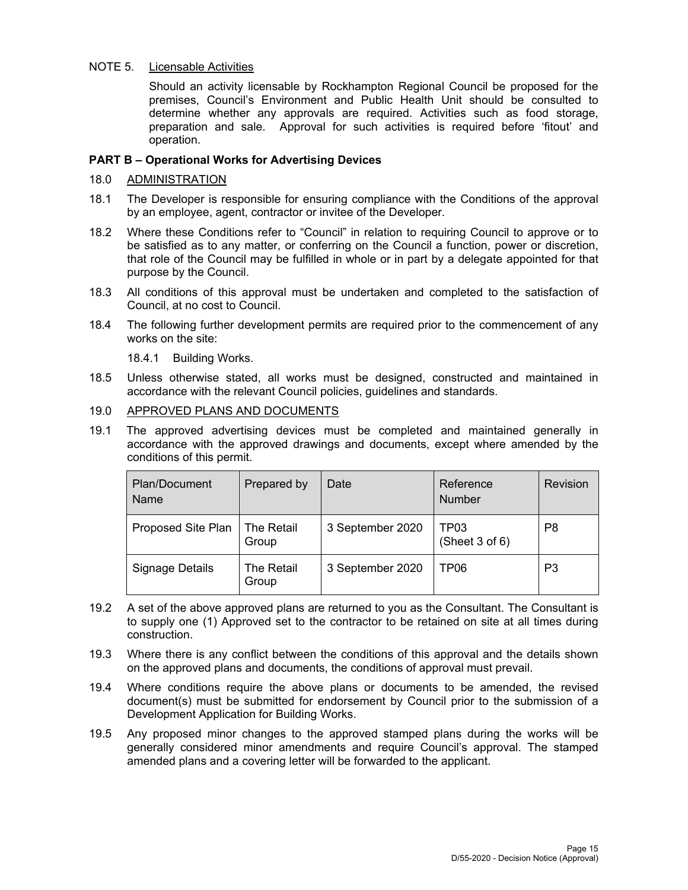NOTE 5. <u>Licensable Activities</u>

Should an activity licensable by Rockhampton Regional Council be proposed for the premises, Council's Environment and Public Health Unit should be consulted to determine whether any approvals are required. Activities such as food storage, preparation and sale. Approval for such activities is required before 'fitout' and operation.

**PART B – Operational Works for Advertising Devices**

18.0 <u>ADMINISTRATION</u>

18.1 The Developer is responsible for ensuring compliance with the Conditions of the approval by an employee, agent, contractor or invitee of the Developer.

18.2 Where these Conditions refer to "Council" in relation to requiring Council to approve or to be satisfied as to any matter, or conferring on the Council a function, power or discretion, that role of the Council may be fulfilled in whole or in part by a delegate appointed for that purpose by the Council.

18.3 All conditions of this approval must be undertaken and completed to the satisfaction of Council, at no cost to Council.

18.4 The following further development permits are required prior to the commencement of any works on the site:

18.4.1 Building Works.

18.5 Unless otherwise stated, all works must be designed, constructed and maintained in accordance with the relevant Council policies, guidelines and standards.

19.0 <u>APPROVED PLANS AND DOCUMENTS</u>

19.1 The approved advertising devices must be completed and maintained generally in accordance with the approved drawings and documents, except where amended by the conditions of this permit.

| Plan/Document Name | Prepared by | Date | Reference Number | Revision |
|---|---|---|---|---|
| Proposed Site Plan | The Retail Group | 3 September 2020 | TP03 (Sheet 3 of 6) | P8 |
| Signage Details | The Retail Group | 3 September 2020 | TP06 | P3 |

19.2 A set of the above approved plans are returned to you as the Consultant. The Consultant is to supply one (1) Approved set to the contractor to be retained on site at all times during construction.

19.3 Where there is any conflict between the conditions of this approval and the details shown on the approved plans and documents, the conditions of approval must prevail.

19.4 Where conditions require the above plans or documents to be amended, the revised document(s) must be submitted for endorsement by Council prior to the submission of a Development Application for Building Works.

19.5 Any proposed minor changes to the approved stamped plans during the works will be generally considered minor amendments and require Council's approval. The stamped amended plans and a covering letter will be forwarded to the applicant.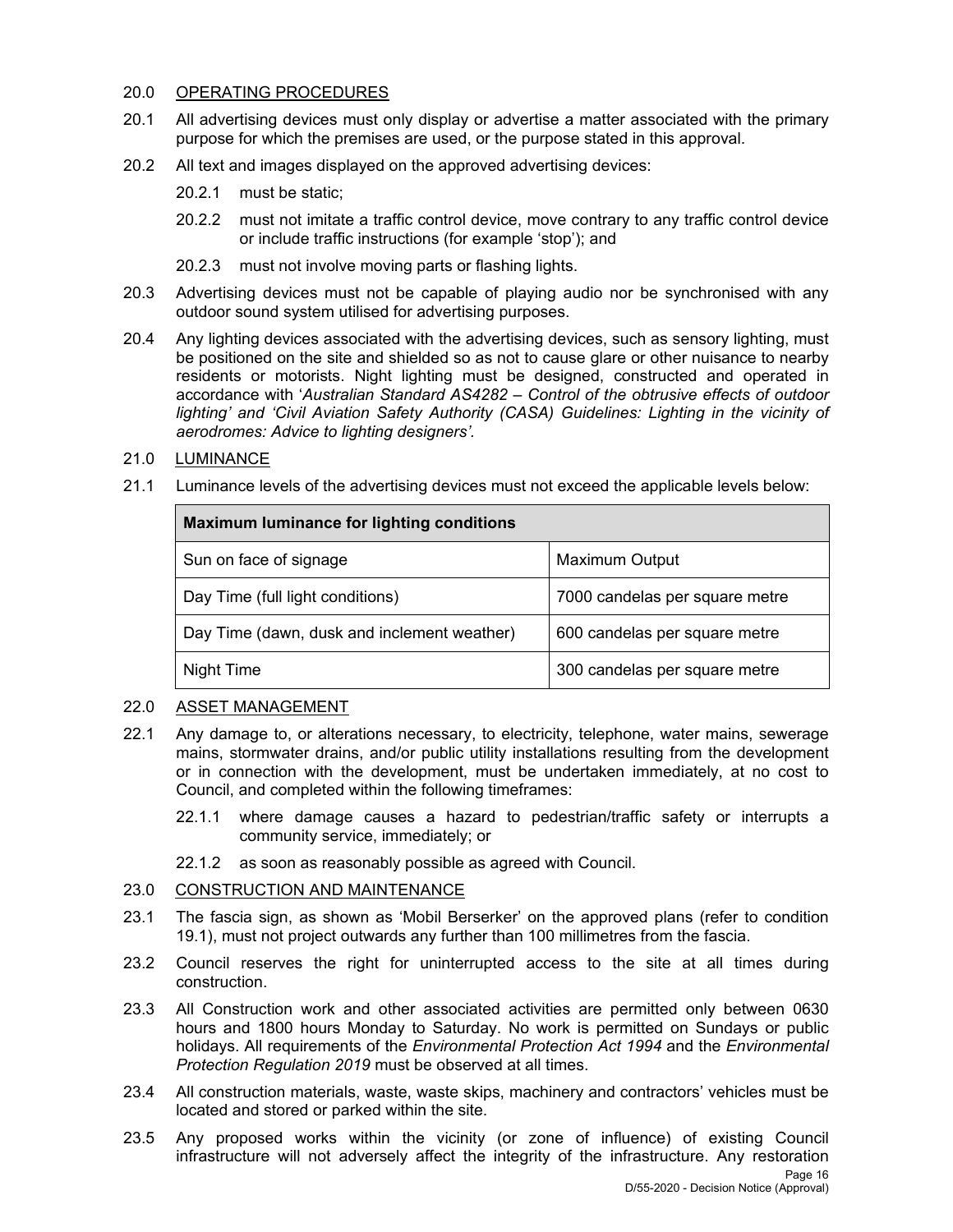## 20.0 OPERATING PROCEDURES

20.1 All advertising devices must only display or advertise a matter associated with the primary purpose for which the premises are used, or the purpose stated in this approval.

20.2 All text and images displayed on the approved advertising devices:

20.2.1 must be static;

20.2.2 must not imitate a traffic control device, move contrary to any traffic control device or include traffic instructions (for example 'stop'); and

20.2.3 must not involve moving parts or flashing lights.

20.3 Advertising devices must not be capable of playing audio nor be synchronised with any outdoor sound system utilised for advertising purposes.

20.4 Any lighting devices associated with the advertising devices, such as sensory lighting, must be positioned on the site and shielded so as not to cause glare or other nuisance to nearby residents or motorists. Night lighting must be designed, constructed and operated in accordance with '*Australian Standard AS4282 – Control of the obtrusive effects of outdoor lighting' and 'Civil Aviation Safety Authority (CASA) Guidelines: Lighting in the vicinity of aerodromes: Advice to lighting designers'.*

## 21.0 LUMINANCE

21.1 Luminance levels of the advertising devices must not exceed the applicable levels below:

| **Maximum luminance for lighting conditions** | |
|---|---|
| Sun on face of signage | Maximum Output |
| Day Time (full light conditions) | 7000 candelas per square metre |
| Day Time (dawn, dusk and inclement weather) | 600 candelas per square metre |
| Night Time | 300 candelas per square metre |

## 22.0 ASSET MANAGEMENT

22.1 Any damage to, or alterations necessary, to electricity, telephone, water mains, sewerage mains, stormwater drains, and/or public utility installations resulting from the development or in connection with the development, must be undertaken immediately, at no cost to Council, and completed within the following timeframes:

22.1.1 where damage causes a hazard to pedestrian/traffic safety or interrupts a community service, immediately; or

22.1.2 as soon as reasonably possible as agreed with Council.

## 23.0 CONSTRUCTION AND MAINTENANCE

23.1 The fascia sign, as shown as 'Mobil Berserker' on the approved plans (refer to condition 19.1), must not project outwards any further than 100 millimetres from the fascia.

23.2 Council reserves the right for uninterrupted access to the site at all times during construction.

23.3 All Construction work and other associated activities are permitted only between 0630 hours and 1800 hours Monday to Saturday. No work is permitted on Sundays or public holidays. All requirements of the *Environmental Protection Act 1994* and the *Environmental Protection Regulation 2019* must be observed at all times.

23.4 All construction materials, waste, waste skips, machinery and contractors' vehicles must be located and stored or parked within the site.

23.5 Any proposed works within the vicinity (or zone of influence) of existing Council infrastructure will not adversely affect the integrity of the infrastructure. Any restoration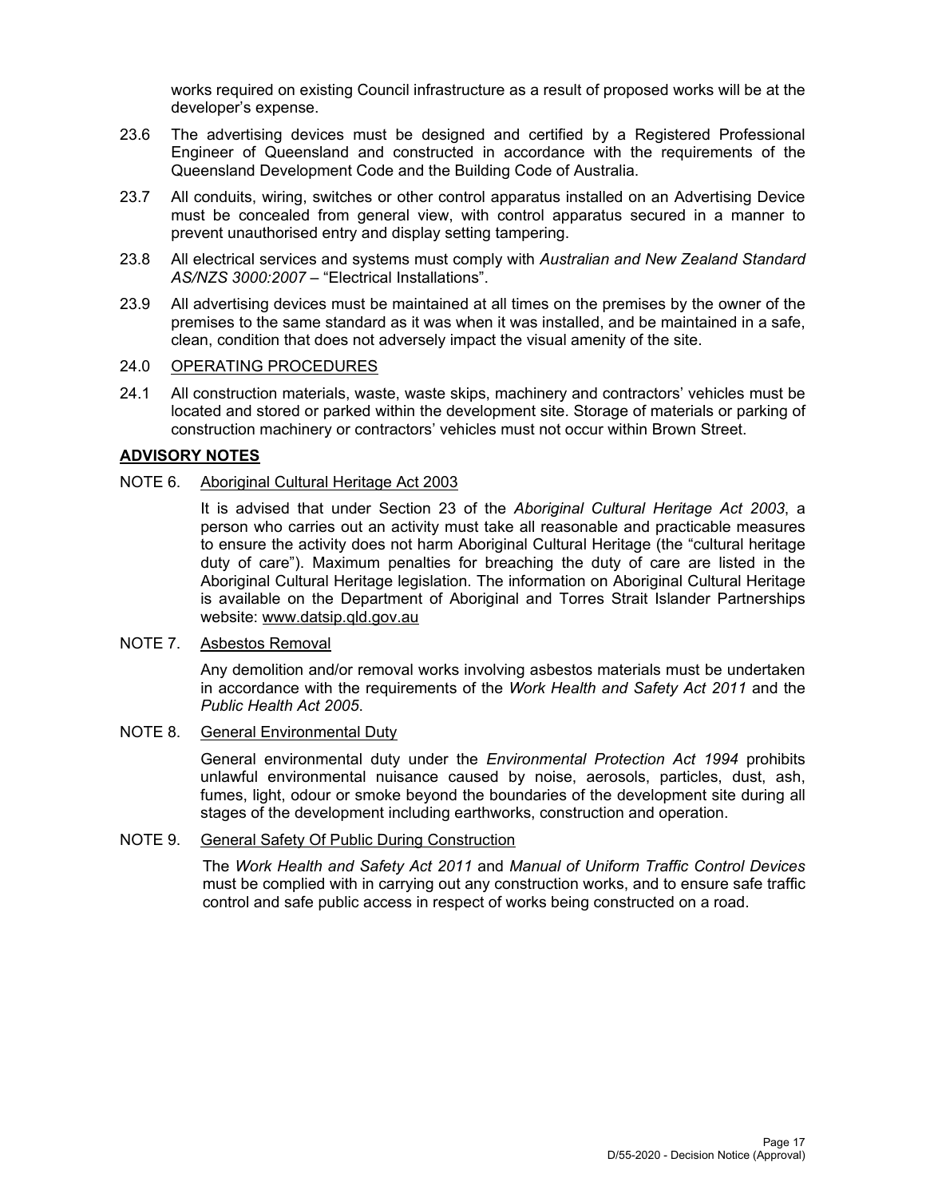works required on existing Council infrastructure as a result of proposed works will be at the developer's expense.

23.6 The advertising devices must be designed and certified by a Registered Professional Engineer of Queensland and constructed in accordance with the requirements of the Queensland Development Code and the Building Code of Australia.

23.7 All conduits, wiring, switches or other control apparatus installed on an Advertising Device must be concealed from general view, with control apparatus secured in a manner to prevent unauthorised entry and display setting tampering.

23.8 All electrical services and systems must comply with *Australian and New Zealand Standard AS/NZS 3000:2007* – "Electrical Installations".

23.9 All advertising devices must be maintained at all times on the premises by the owner of the premises to the same standard as it was when it was installed, and be maintained in a safe, clean, condition that does not adversely impact the visual amenity of the site.

24.0 OPERATING PROCEDURES

24.1 All construction materials, waste, waste skips, machinery and contractors' vehicles must be located and stored or parked within the development site. Storage of materials or parking of construction machinery or contractors' vehicles must not occur within Brown Street.

## ADVISORY NOTES

NOTE 6. Aboriginal Cultural Heritage Act 2003

It is advised that under Section 23 of the *Aboriginal Cultural Heritage Act 2003*, a person who carries out an activity must take all reasonable and practicable measures to ensure the activity does not harm Aboriginal Cultural Heritage (the "cultural heritage duty of care"). Maximum penalties for breaching the duty of care are listed in the Aboriginal Cultural Heritage legislation. The information on Aboriginal Cultural Heritage is available on the Department of Aboriginal and Torres Strait Islander Partnerships website: www.datsip.qld.gov.au

NOTE 7. Asbestos Removal

Any demolition and/or removal works involving asbestos materials must be undertaken in accordance with the requirements of the *Work Health and Safety Act 2011* and the *Public Health Act 2005*.

NOTE 8. General Environmental Duty

General environmental duty under the *Environmental Protection Act 1994* prohibits unlawful environmental nuisance caused by noise, aerosols, particles, dust, ash, fumes, light, odour or smoke beyond the boundaries of the development site during all stages of the development including earthworks, construction and operation.

NOTE 9. General Safety Of Public During Construction

The *Work Health and Safety Act 2011* and *Manual of Uniform Traffic Control Devices* must be complied with in carrying out any construction works, and to ensure safe traffic control and safe public access in respect of works being constructed on a road.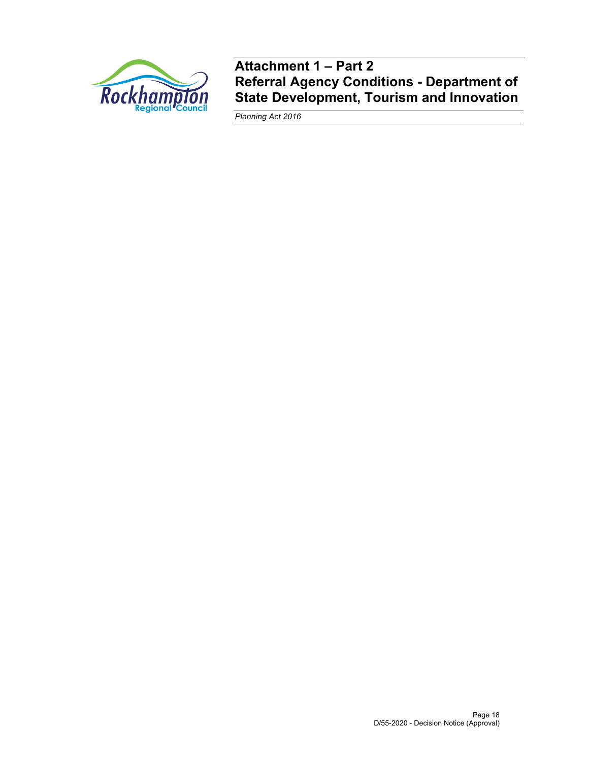# Attachment 1 – Part 2
# Referral Agency Conditions - Department of State Development, Tourism and Innovation

*Planning Act 2016*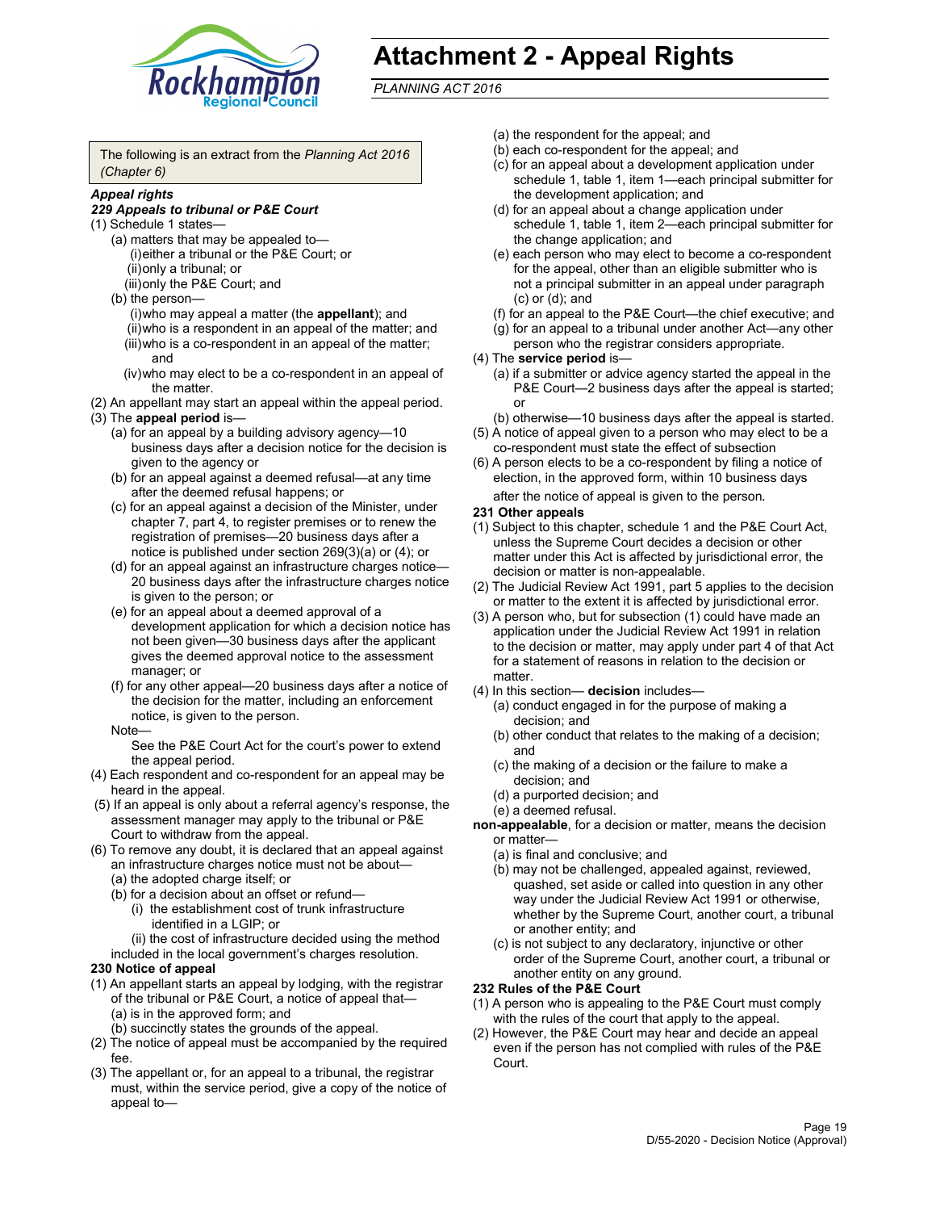# Attachment 2 - Appeal Rights

*PLANNING ACT 2016*

The following is an extract from the *Planning Act 2016 (Chapter 6)*

***Appeal rights***

***229 Appeals to tribunal or P&E Court***

(1) Schedule 1 states—
- (a) matters that may be appealed to—
  - (i) either a tribunal or the P&E Court; or
  - (ii) only a tribunal; or
  - (iii) only the P&E Court; and
- (b) the person—
  - (i) who may appeal a matter (the **appellant**); and
  - (ii) who is a respondent in an appeal of the matter; and
  - (iii) who is a co-respondent in an appeal of the matter; and
  - (iv) who may elect to be a co-respondent in an appeal of the matter.

(2) An appellant may start an appeal within the appeal period.

(3) The **appeal period** is—
- (a) for an appeal by a building advisory agency—10 business days after a decision notice for the decision is given to the agency or
- (b) for an appeal against a deemed refusal—at any time after the deemed refusal happens; or
- (c) for an appeal against a decision of the Minister, under chapter 7, part 4, to register premises or to renew the registration of premises—20 business days after a notice is published under section 269(3)(a) or (4); or
- (d) for an appeal against an infrastructure charges notice—20 business days after the infrastructure charges notice is given to the person; or
- (e) for an appeal about a deemed approval of a development application for which a decision notice has not been given—30 business days after the applicant gives the deemed approval notice to the assessment manager; or
- (f) for any other appeal—20 business days after a notice of the decision for the matter, including an enforcement notice, is given to the person.

Note—

See the P&E Court Act for the court's power to extend the appeal period.

(4) Each respondent and co-respondent for an appeal may be heard in the appeal.

(5) If an appeal is only about a referral agency's response, the assessment manager may apply to the tribunal or P&E Court to withdraw from the appeal.

(6) To remove any doubt, it is declared that an appeal against an infrastructure charges notice must not be about—
- (a) the adopted charge itself; or
- (b) for a decision about an offset or refund—
  - (i) the establishment cost of trunk infrastructure identified in a LGIP; or
  - (ii) the cost of infrastructure decided using the method included in the local government's charges resolution.

**230 Notice of appeal**

(1) An appellant starts an appeal by lodging, with the registrar of the tribunal or P&E Court, a notice of appeal that—
- (a) is in the approved form; and
- (b) succinctly states the grounds of the appeal.

(2) The notice of appeal must be accompanied by the required fee.

(3) The appellant or, for an appeal to a tribunal, the registrar must, within the service period, give a copy of the notice of appeal to—
- (a) the respondent for the appeal; and
- (b) each co-respondent for the appeal; and
- (c) for an appeal about a development application under schedule 1, table 1, item 1—each principal submitter for the development application; and
- (d) for an appeal about a change application under schedule 1, table 1, item 2—each principal submitter for the change application; and
- (e) each person who may elect to become a co-respondent for the appeal, other than an eligible submitter who is not a principal submitter in an appeal under paragraph (c) or (d); and
- (f) for an appeal to the P&E Court—the chief executive; and
- (g) for an appeal to a tribunal under another Act—any other person who the registrar considers appropriate.

(4) The **service period** is—
- (a) if a submitter or advice agency started the appeal in the P&E Court—2 business days after the appeal is started; or
- (b) otherwise—10 business days after the appeal is started.

(5) A notice of appeal given to a person who may elect to be a co-respondent must state the effect of subsection

(6) A person elects to be a co-respondent by filing a notice of election, in the approved form, within 10 business days after the notice of appeal is given to the person.

**231 Other appeals**

(1) Subject to this chapter, schedule 1 and the P&E Court Act, unless the Supreme Court decides a decision or other matter under this Act is affected by jurisdictional error, the decision or matter is non-appealable.

(2) The Judicial Review Act 1991, part 5 applies to the decision or matter to the extent it is affected by jurisdictional error.

(3) A person who, but for subsection (1) could have made an application under the Judicial Review Act 1991 in relation to the decision or matter, may apply under part 4 of that Act for a statement of reasons in relation to the decision or matter.

(4) In this section— **decision** includes—
- (a) conduct engaged in for the purpose of making a decision; and
- (b) other conduct that relates to the making of a decision; and
- (c) the making of a decision or the failure to make a decision; and
- (d) a purported decision; and
- (e) a deemed refusal.

**non-appealable**, for a decision or matter, means the decision or matter—
- (a) is final and conclusive; and
- (b) may not be challenged, appealed against, reviewed, quashed, set aside or called into question in any other way under the Judicial Review Act 1991 or otherwise, whether by the Supreme Court, another court, a tribunal or another entity; and
- (c) is not subject to any declaratory, injunctive or other order of the Supreme Court, another court, a tribunal or another entity on any ground.

**232 Rules of the P&E Court**

(1) A person who is appealing to the P&E Court must comply with the rules of the court that apply to the appeal.

(2) However, the P&E Court may hear and decide an appeal even if the person has not complied with rules of the P&E Court.

D/55-2020 - Decision Notice (Approval)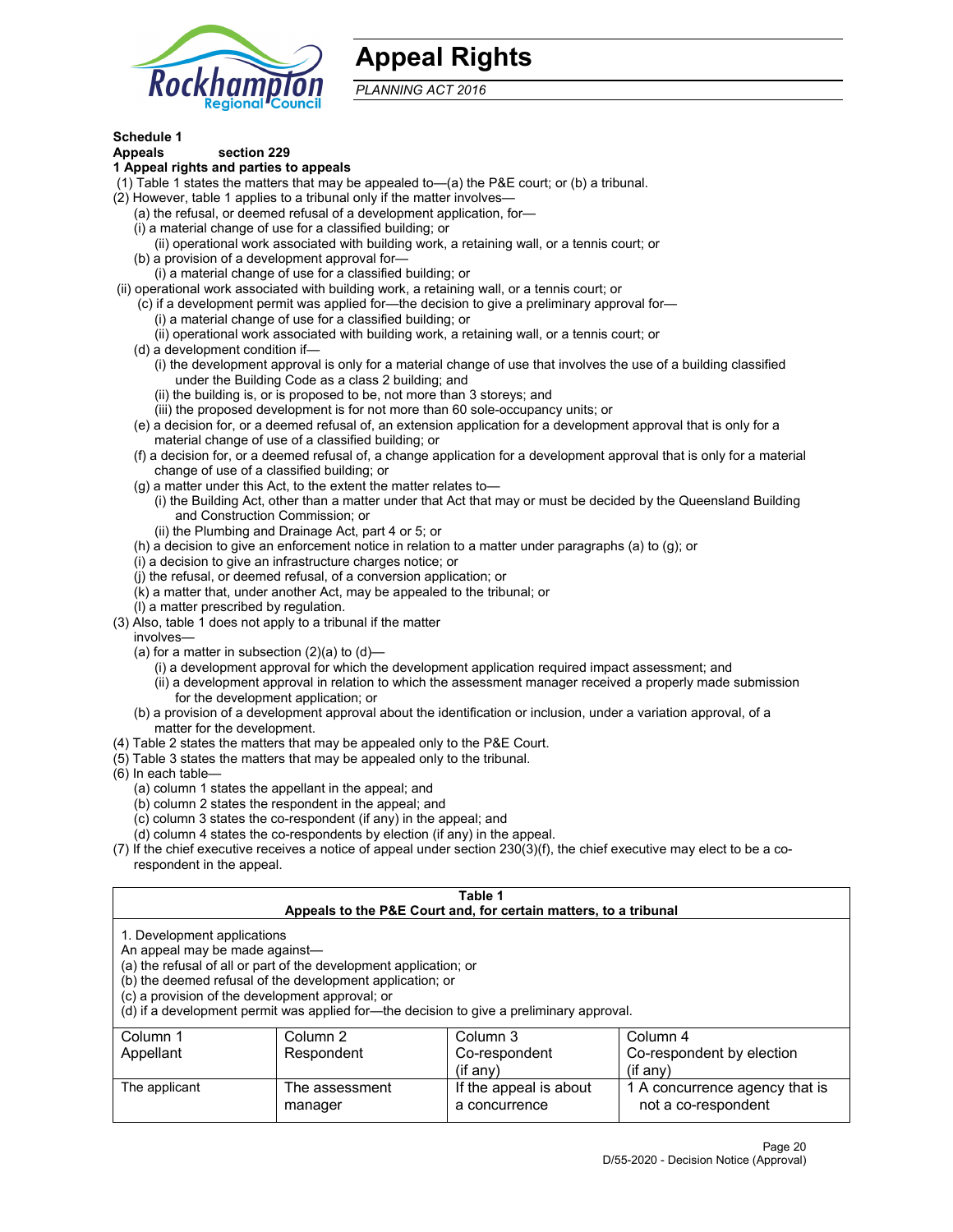# Appeal Rights

*PLANNING ACT 2016*

**Schedule 1**
**Appeals section 229**
**1 Appeal rights and parties to appeals**

(1) Table 1 states the matters that may be appealed to—(a) the P&E court; or (b) a tribunal.
(2) However, table 1 applies to a tribunal only if the matter involves—
   (a) the refusal, or deemed refusal of a development application, for—
   (i) a material change of use for a classified building; or
      (ii) operational work associated with building work, a retaining wall, or a tennis court; or
   (b) a provision of a development approval for—
      (i) a material change of use for a classified building; or
(ii) operational work associated with building work, a retaining wall, or a tennis court; or
   (c) if a development permit was applied for—the decision to give a preliminary approval for—
      (i) a material change of use for a classified building; or
      (ii) operational work associated with building work, a retaining wall, or a tennis court; or
   (d) a development condition if—
      (i) the development approval is only for a material change of use that involves the use of a building classified under the Building Code as a class 2 building; and
      (ii) the building is, or is proposed to be, not more than 3 storeys; and
      (iii) the proposed development is for not more than 60 sole-occupancy units; or
   (e) a decision for, or a deemed refusal of, an extension application for a development approval that is only for a material change of use of a classified building; or
   (f) a decision for, or a deemed refusal of, a change application for a development approval that is only for a material change of use of a classified building; or
   (g) a matter under this Act, to the extent the matter relates to—
      (i) the Building Act, other than a matter under that Act that may or must be decided by the Queensland Building and Construction Commission; or
      (ii) the Plumbing and Drainage Act, part 4 or 5; or
   (h) a decision to give an enforcement notice in relation to a matter under paragraphs (a) to (g); or
   (i) a decision to give an infrastructure charges notice; or
   (j) the refusal, or deemed refusal, of a conversion application; or
   (k) a matter that, under another Act, may be appealed to the tribunal; or
   (l) a matter prescribed by regulation.
(3) Also, table 1 does not apply to a tribunal if the matter involves—
   (a) for a matter in subsection (2)(a) to (d)—
      (i) a development approval for which the development application required impact assessment; and
      (ii) a development approval in relation to which the assessment manager received a properly made submission for the development application; or
   (b) a provision of a development approval about the identification or inclusion, under a variation approval, of a matter for the development.
(4) Table 2 states the matters that may be appealed only to the P&E Court.
(5) Table 3 states the matters that may be appealed only to the tribunal.
(6) In each table—
   (a) column 1 states the appellant in the appeal; and
   (b) column 2 states the respondent in the appeal; and
   (c) column 3 states the co-respondent (if any) in the appeal; and
   (d) column 4 states the co-respondents by election (if any) in the appeal.
(7) If the chief executive receives a notice of appeal under section 230(3)(f), the chief executive may elect to be a co-respondent in the appeal.

**Table 1**
**Appeals to the P&E Court and, for certain matters, to a tribunal**

1. Development applications
An appeal may be made against—
(a) the refusal of all or part of the development application; or
(b) the deemed refusal of the development application; or
(c) a provision of the development approval; or
(d) if a development permit was applied for—the decision to give a preliminary approval.

| Column 1 Appellant | Column 2 Respondent | Column 3 Co-respondent (if any) | Column 4 Co-respondent by election (if any) |
|---|---|---|---|
| The applicant | The assessment manager | If the appeal is about a concurrence | 1 A concurrence agency that is not a co-respondent |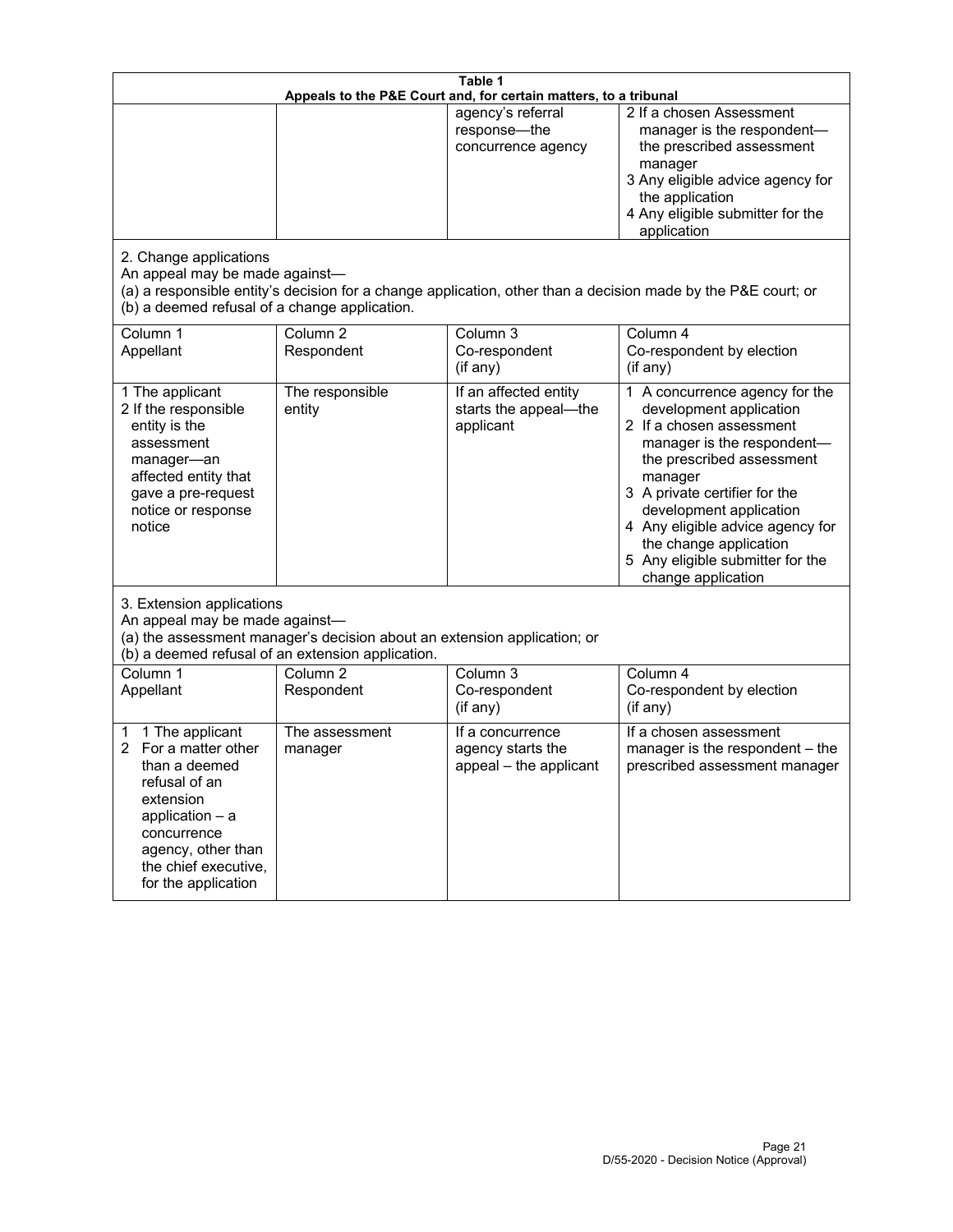**Table 1**
**Appeals to the P&E Court and, for certain matters, to a tribunal**

| | | | |
|---|---|---|---|
| | | agency's referral response—the concurrence agency | 2 If a chosen Assessment manager is the respondent—the prescribed assessment manager<br>3 Any eligible advice agency for the application<br>4 Any eligible submitter for the application |

2. Change applications
An appeal may be made against—
(a) a responsible entity's decision for a change application, other than a decision made by the P&E court; or
(b) a deemed refusal of a change application.

| Column 1<br>Appellant | Column 2<br>Respondent | Column 3<br>Co-respondent<br>(if any) | Column 4<br>Co-respondent by election<br>(if any) |
|---|---|---|---|
| 1 The applicant<br>2 If the responsible entity is the assessment manager—an affected entity that gave a pre-request notice or response notice | The responsible entity | If an affected entity starts the appeal—the applicant | 1 A concurrence agency for the development application<br>2 If a chosen assessment manager is the respondent—the prescribed assessment manager<br>3 A private certifier for the development application<br>4 Any eligible advice agency for the change application<br>5 Any eligible submitter for the change application |

3. Extension applications
An appeal may be made against—
(a) the assessment manager's decision about an extension application; or
(b) a deemed refusal of an extension application.

| Column 1<br>Appellant | Column 2<br>Respondent | Column 3<br>Co-respondent<br>(if any) | Column 4<br>Co-respondent by election<br>(if any) |
|---|---|---|---|
| 1 1 The applicant<br>2 For a matter other than a deemed refusal of an extension application – a concurrence agency, other than the chief executive, for the application | The assessment manager | If a concurrence agency starts the appeal – the applicant | If a chosen assessment manager is the respondent – the prescribed assessment manager |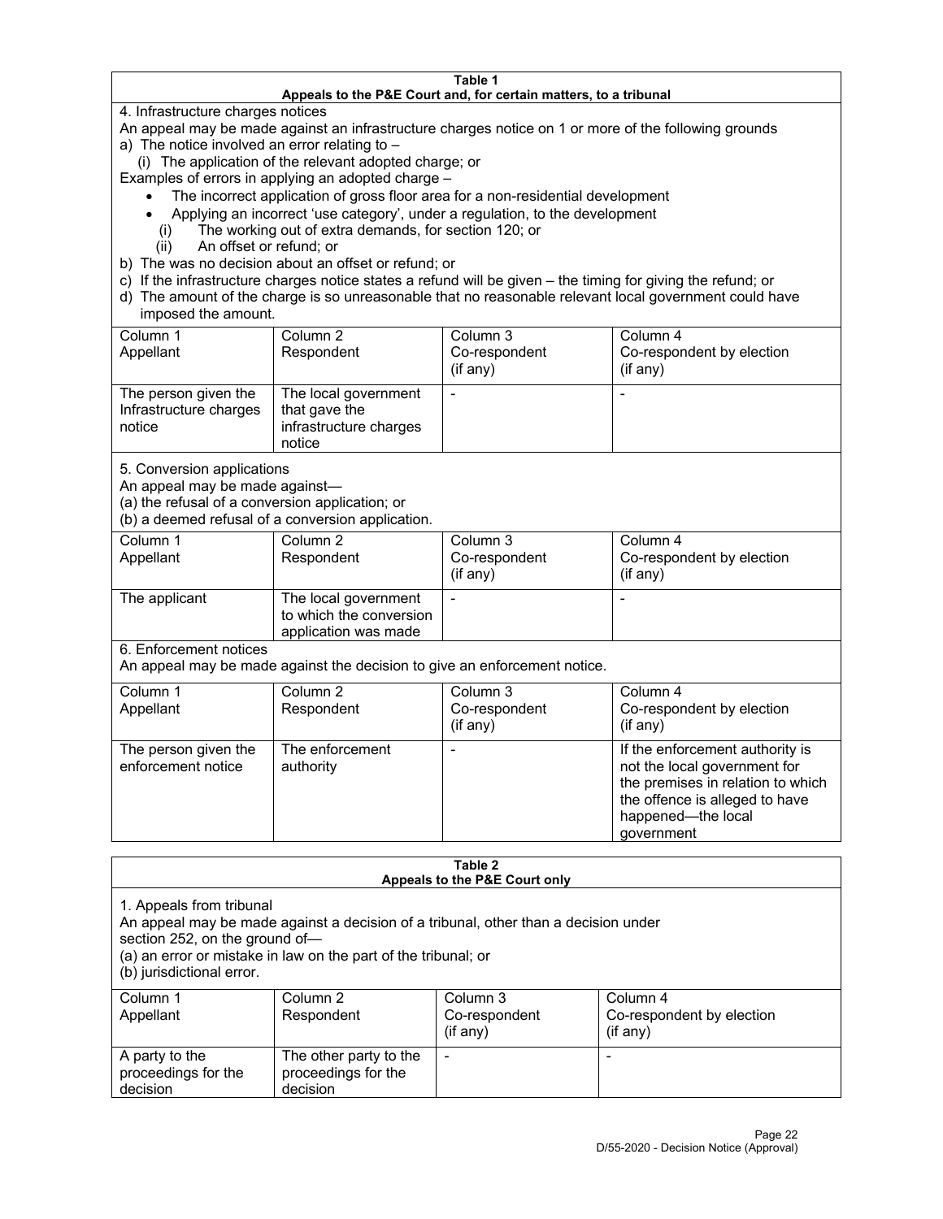| **Table 1** | | | |
|---|---|---|---|
| **Appeals to the P&E Court and, for certain matters, to a tribunal** | | | |
| 4. Infrastructure charges notices<br>An appeal may be made against an infrastructure charges notice on 1 or more of the following grounds<br>a) The notice involved an error relating to –<br>(i) The application of the relevant adopted charge; or<br>Examples of errors in applying an adopted charge –<br>• The incorrect application of gross floor area for a non-residential development<br>• Applying an incorrect 'use category', under a regulation, to the development<br>(i) The working out of extra demands, for section 120; or<br>(ii) An offset or refund; or<br>b) The was no decision about an offset or refund; or<br>c) If the infrastructure charges notice states a refund will be given – the timing for giving the refund; or<br>d) The amount of the charge is so unreasonable that no reasonable relevant local government could have imposed the amount. | | | |
| Column 1<br>Appellant | Column 2<br>Respondent | Column 3<br>Co-respondent<br>(if any) | Column 4<br>Co-respondent by election<br>(if any) |
| The person given the Infrastructure charges notice | The local government that gave the infrastructure charges notice | - | - |
| 5. Conversion applications<br>An appeal may be made against—<br>(a) the refusal of a conversion application; or<br>(b) a deemed refusal of a conversion application. | | | |
| Column 1<br>Appellant | Column 2<br>Respondent | Column 3<br>Co-respondent<br>(if any) | Column 4<br>Co-respondent by election<br>(if any) |
| The applicant | The local government to which the conversion application was made | - | - |
| 6. Enforcement notices<br>An appeal may be made against the decision to give an enforcement notice. | | | |
| Column 1<br>Appellant | Column 2<br>Respondent | Column 3<br>Co-respondent<br>(if any) | Column 4<br>Co-respondent by election<br>(if any) |
| The person given the enforcement notice | The enforcement authority | - | If the enforcement authority is not the local government for the premises in relation to which the offence is alleged to have happened—the local government |

| **Table 2** | | | |
|---|---|---|---|
| **Appeals to the P&E Court only** | | | |
| 1. Appeals from tribunal<br>An appeal may be made against a decision of a tribunal, other than a decision under section 252, on the ground of—<br>(a) an error or mistake in law on the part of the tribunal; or<br>(b) jurisdictional error. | | | |
| Column 1<br>Appellant | Column 2<br>Respondent | Column 3<br>Co-respondent<br>(if any) | Column 4<br>Co-respondent by election<br>(if any) |
| A party to the proceedings for the decision | The other party to the proceedings for the decision | - | - |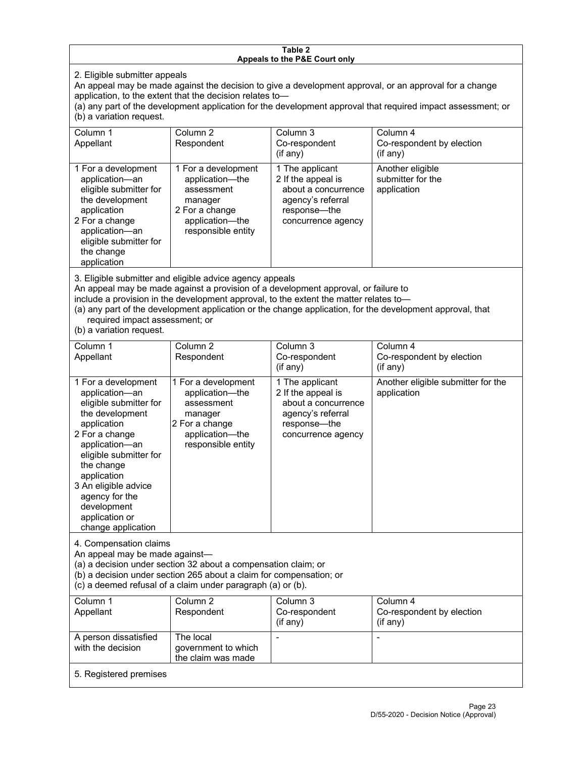**Table 2**
**Appeals to the P&E Court only**

2. Eligible submitter appeals

An appeal may be made against the decision to give a development approval, or an approval for a change application, to the extent that the decision relates to—

(a) any part of the development application for the development approval that required impact assessment; or
(b) a variation request.

| Column 1 Appellant | Column 2 Respondent | Column 3 Co-respondent (if any) | Column 4 Co-respondent by election (if any) |
|---|---|---|---|
| 1 For a development application—an eligible submitter for the development application<br>2 For a change application—an eligible submitter for the change application | 1 For a development application—the assessment manager<br>2 For a change application—the responsible entity | 1 The applicant<br>2 If the appeal is about a concurrence agency's referral response—the concurrence agency | Another eligible submitter for the application |

3. Eligible submitter and eligible advice agency appeals

An appeal may be made against a provision of a development approval, or failure to include a provision in the development approval, to the extent the matter relates to—

(a) any part of the development application or the change application, for the development approval, that required impact assessment; or
(b) a variation request.

| Column 1 Appellant | Column 2 Respondent | Column 3 Co-respondent (if any) | Column 4 Co-respondent by election (if any) |
|---|---|---|---|
| 1 For a development application—an eligible submitter for the development application<br>2 For a change application—an eligible submitter for the change application<br>3 An eligible advice agency for the development application or change application | 1 For a development application—the assessment manager<br>2 For a change application—the responsible entity | 1 The applicant<br>2 If the appeal is about a concurrence agency's referral response—the concurrence agency | Another eligible submitter for the application |

4. Compensation claims

An appeal may be made against—

(a) a decision under section 32 about a compensation claim; or
(b) a decision under section 265 about a claim for compensation; or
(c) a deemed refusal of a claim under paragraph (a) or (b).

| Column 1 Appellant | Column 2 Respondent | Column 3 Co-respondent (if any) | Column 4 Co-respondent by election (if any) |
|---|---|---|---|
| A person dissatisfied with the decision | The local government to which the claim was made | - | - |

5. Registered premises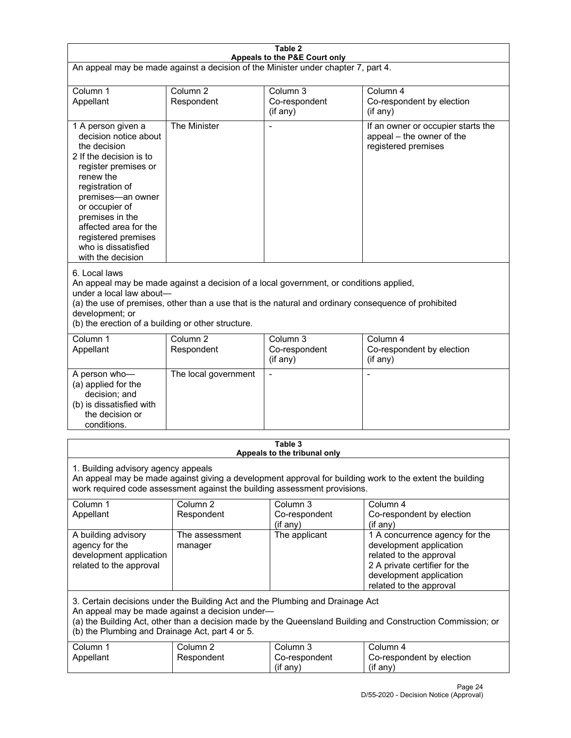**Table 2**
**Appeals to the P&E Court only**

An appeal may be made against a decision of the Minister under chapter 7, part 4.

| Column 1<br>Appellant | Column 2<br>Respondent | Column 3<br>Co-respondent<br>(if any) | Column 4<br>Co-respondent by election<br>(if any) |
|---|---|---|---|
| 1 A person given a decision notice about the decision<br>2 If the decision is to register premises or renew the registration of premises—an owner or occupier of premises in the affected area for the registered premises who is dissatisfied with the decision | The Minister | - | If an owner or occupier starts the appeal – the owner of the registered premises |

6. Local laws
An appeal may be made against a decision of a local government, or conditions applied, under a local law about—
(a) the use of premises, other than a use that is the natural and ordinary consequence of prohibited development; or
(b) the erection of a building or other structure.

| Column 1<br>Appellant | Column 2<br>Respondent | Column 3<br>Co-respondent<br>(if any) | Column 4<br>Co-respondent by election<br>(if any) |
|---|---|---|---|
| A person who—<br>(a) applied for the decision; and<br>(b) is dissatisfied with the decision or conditions. | The local government | - | - |

**Table 3**
**Appeals to the tribunal only**

1. Building advisory agency appeals
An appeal may be made against giving a development approval for building work to the extent the building work required code assessment against the building assessment provisions.

| Column 1<br>Appellant | Column 2<br>Respondent | Column 3<br>Co-respondent<br>(if any) | Column 4<br>Co-respondent by election<br>(if any) |
|---|---|---|---|
| A building advisory agency for the development application related to the approval | The assessment manager | The applicant | 1 A concurrence agency for the development application related to the approval<br>2 A private certifier for the development application related to the approval |

3. Certain decisions under the Building Act and the Plumbing and Drainage Act
An appeal may be made against a decision under—
(a) the Building Act, other than a decision made by the Queensland Building and Construction Commission; or
(b) the Plumbing and Drainage Act, part 4 or 5.

| Column 1<br>Appellant | Column 2<br>Respondent | Column 3<br>Co-respondent<br>(if any) | Column 4<br>Co-respondent by election<br>(if any) |
|---|---|---|---|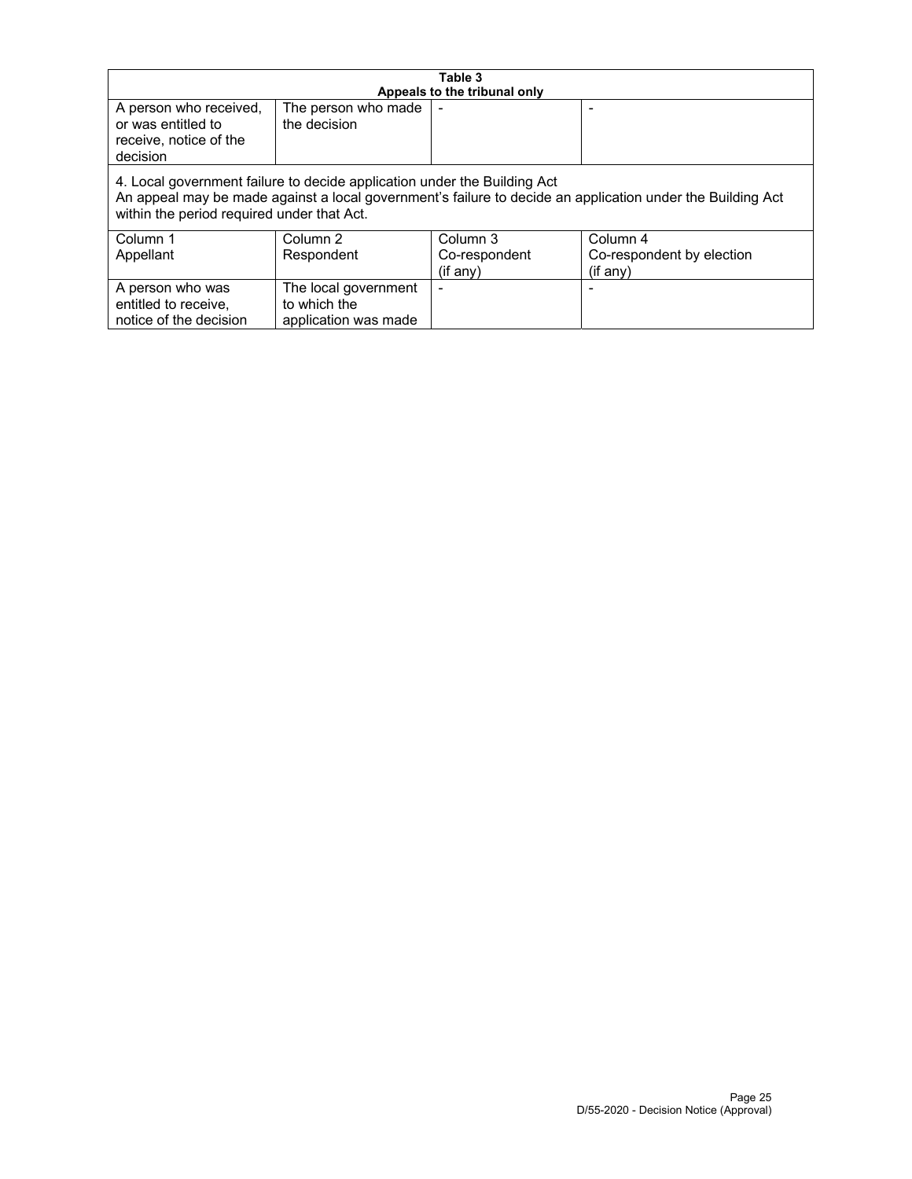| Table 3<br>Appeals to the tribunal only | | | |
|---|---|---|---|
| A person who received, or was entitled to receive, notice of the decision | The person who made the decision | - | - |

4. Local government failure to decide application under the Building Act
An appeal may be made against a local government's failure to decide an application under the Building Act within the period required under that Act.

| Column 1<br>Appellant | Column 2<br>Respondent | Column 3<br>Co-respondent (if any) | Column 4<br>Co-respondent by election (if any) |
|---|---|---|---|
| A person who was entitled to receive, notice of the decision | The local government to which the application was made | - | - |